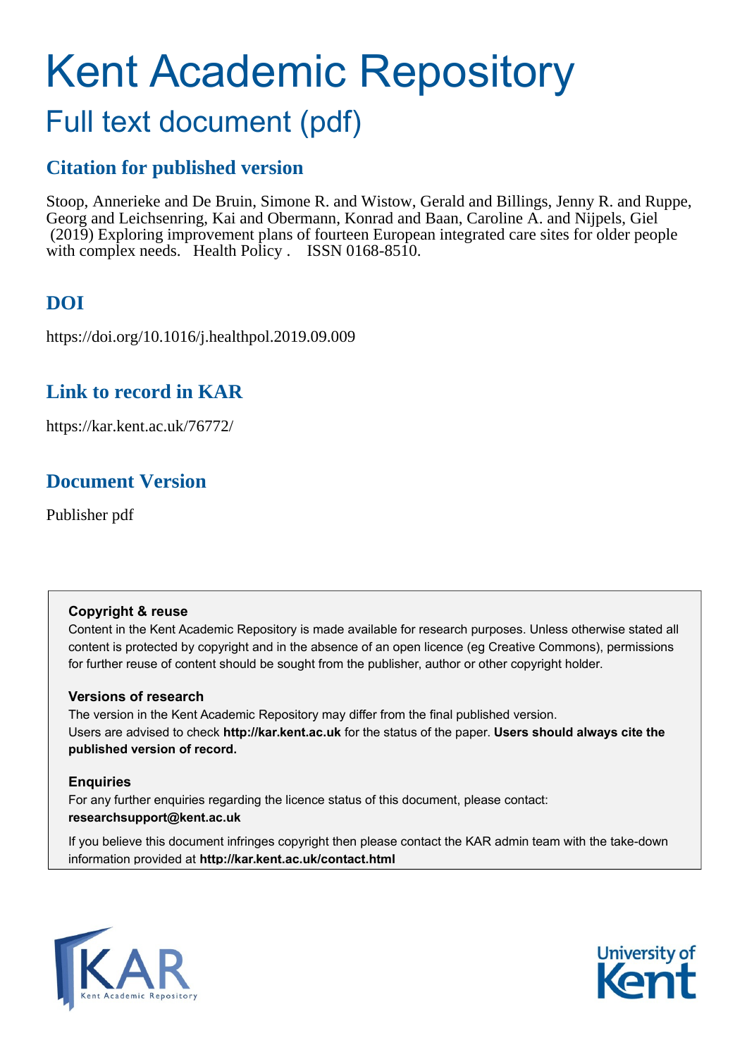# Kent Academic Repository

## Full text document (pdf)

### Citation for published version

Stoop, Annerieke and De Bruin, Simone R. and Wistow, Gerald and Billings, Jenny R. and Ruppe, Georg and Leichsenring, Kai and Obermann, Konrad and Baan, Caroline A. and Nijpels, Giel (2019) Exploring improvement plans of fourteen European integrated care sites for older people with complex needs. Health Policy . ISSN 0168-8510.

### DOI

https://doi.org/10.1016/j.healthpol.2019.09.009

### Link to record in KAR

https://kar.kent.ac.uk/76772/

### Document Version

Publisher pdf

**Copyright & reuse**

Content in the Kent Academic Repository is made available for research purposes. Unless otherwise stated all content is protected by copyright and in the absence of an open licence (eg Creative Commons), permissions for further reuse of content should be sought from the publisher, author or other copyright holder.

**Versions of research**

The version in the Kent Academic Repository may differ from the final published version. Users are advised to check **http://kar.kent.ac.uk** for the status of the paper. **Users should always cite the published version of record.**

**Enquiries**

For any further enquiries regarding the licence status of this document, please contact: **researchsupport@kent.ac.uk**

If you believe this document infringes copyright then please contact the KAR admin team with the take-down information provided at **http://kar.kent.ac.uk/contact.html**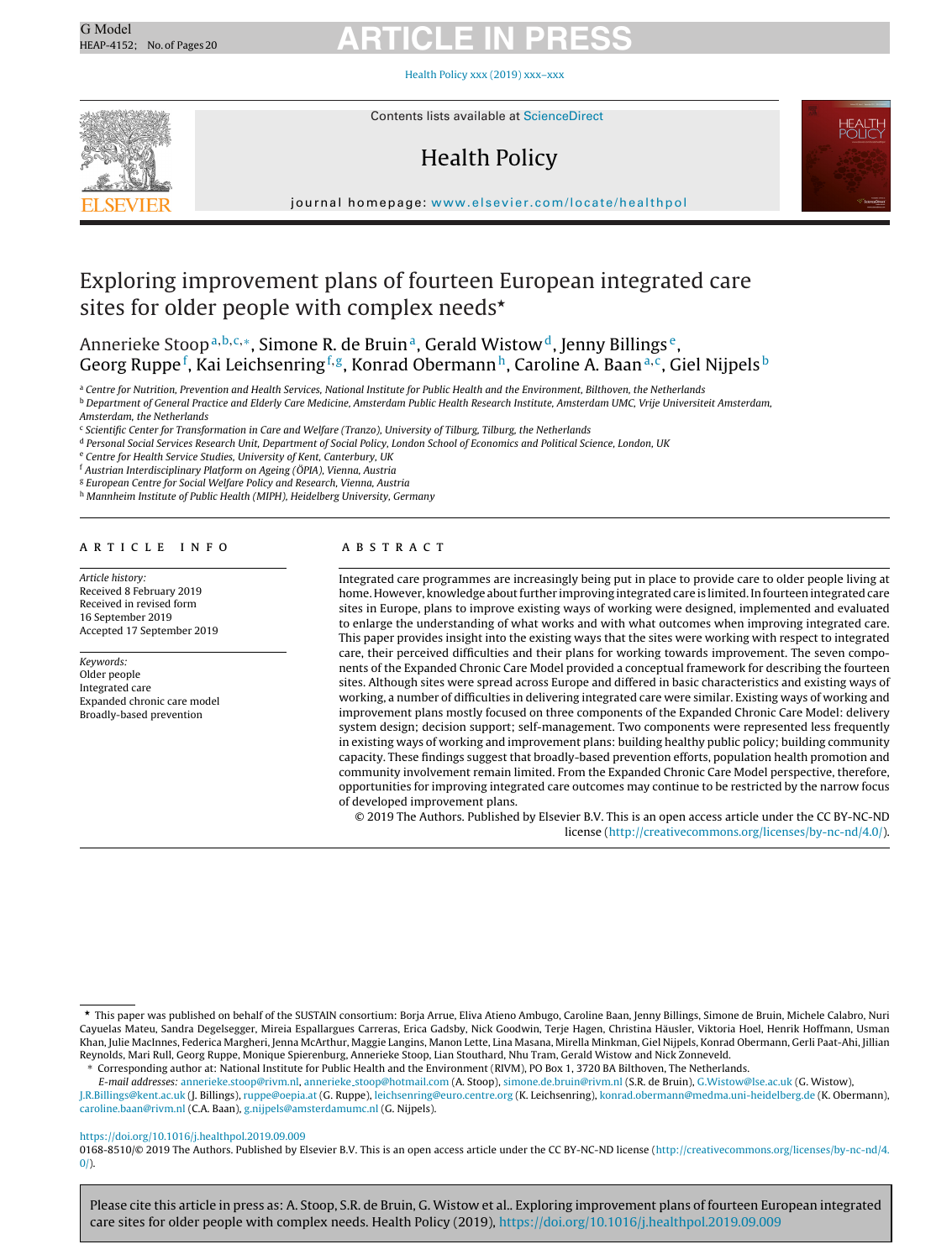# Exploring improvement plans of fourteen European integrated care sites for older people with complex needs★

Annerieke Stoop[a,b,c,*], Simone R. de Bruin[a], Gerald Wistow[d], Jenny Billings[e], Georg Ruppe[f], Kai Leichsenring[f,g], Konrad Obermann[h], Caroline A. Baan[a,c], Giel Nijpels[b]

[a] Centre for Nutrition, Prevention and Health Services, National Institute for Public Health and the Environment, Bilthoven, the Netherlands
[b] Department of General Practice and Elderly Care Medicine, Amsterdam Public Health Research Institute, Amsterdam UMC, Vrije Universiteit Amsterdam, Amsterdam, the Netherlands
[c] Scientific Center for Transformation in Care and Welfare (Tranzo), University of Tilburg, Tilburg, the Netherlands
[d] Personal Social Services Research Unit, Department of Social Policy, London School of Economics and Political Science, London, UK
[e] Centre for Health Service Studies, University of Kent, Canterbury, UK
[f] Austrian Interdisciplinary Platform on Ageing (ÖPIA), Vienna, Austria
[g] European Centre for Social Welfare Policy and Research, Vienna, Austria
[h] Mannheim Institute of Public Health (MIPH), Heidelberg University, Germany

## ARTICLE INFO

*Article history:*
Received 8 February 2019
Received in revised form
16 September 2019
Accepted 17 September 2019

*Keywords:*
Older people
Integrated care
Expanded chronic care model
Broadly-based prevention

## ABSTRACT

Integrated care programmes are increasingly being put in place to provide care to older people living at home. However, knowledge about further improving integrated care is limited. In fourteen integrated care sites in Europe, plans to improve existing ways of working were designed, implemented and evaluated to enlarge the understanding of what works and with what outcomes when improving integrated care. This paper provides insight into the existing ways that the sites were working with respect to integrated care, their perceived difficulties and their plans for working towards improvement. The seven components of the Expanded Chronic Care Model provided a conceptual framework for describing the fourteen sites. Although sites were spread across Europe and differed in basic characteristics and existing ways of working, a number of difficulties in delivering integrated care were similar. Existing ways of working and improvement plans mostly focused on three components of the Expanded Chronic Care Model: delivery system design; decision support; self-management. Two components were represented less frequently in existing ways of working and improvement plans: building healthy public policy; building community capacity. These findings suggest that broadly-based prevention efforts, population health promotion and community involvement remain limited. From the Expanded Chronic Care Model perspective, therefore, opportunities for improving integrated care outcomes may continue to be restricted by the narrow focus of developed improvement plans.

© 2019 The Authors. Published by Elsevier B.V. This is an open access article under the CC BY-NC-ND license (http://creativecommons.org/licenses/by-nc-nd/4.0/).

---

★ This paper was published on behalf of the SUSTAIN consortium: Borja Arrue, Eliva Atieno Ambugo, Caroline Baan, Jenny Billings, Simone de Bruin, Michele Calabro, Nuri Cayuelas Mateu, Sandra Degelsegger, Mireia Espallargues Carreras, Erica Gadsby, Nick Goodwin, Terje Hagen, Christina Häusler, Viktoria Hoel, Henrik Hoffmann, Usman Khan, Julie MacInnes, Federica Margheri, Jenna McArthur, Maggie Langins, Manon Lette, Lina Masana, Mirella Minkman, Giel Nijpels, Konrad Obermann, Gerli Paat-Ahi, Jillian Reynolds, Mari Rull, Georg Ruppe, Monique Spierenburg, Annerieke Stoop, Lian Stouthard, Nhu Tram, Gerald Wistow and Nick Zonneveld.

\* Corresponding author at: National Institute for Public Health and the Environment (RIVM), PO Box 1, 3720 BA Bilthoven, The Netherlands.

*E-mail addresses:* annerieke.stoop@rivm.nl, annerieke_stoop@hotmail.com (A. Stoop), simone.de.bruin@rivm.nl (S.R. de Bruin), G.Wistow@lse.ac.uk (G. Wistow), J.R.Billings@kent.ac.uk (J. Billings), ruppe@oepia.at (G. Ruppe), leichsenring@euro.centre.org (K. Leichsenring), konrad.obermann@medma.uni-heidelberg.de (K. Obermann), caroline.baan@rivm.nl (C.A. Baan), g.nijpels@amsterdamumc.nl (G. Nijpels).

https://doi.org/10.1016/j.healthpol.2019.09.009
0168-8510/© 2019 The Authors. Published by Elsevier B.V. This is an open access article under the CC BY-NC-ND license (http://creativecommons.org/licenses/by-nc-nd/4.0/).

Please cite this article in press as: A. Stoop, S.R. de Bruin, G. Wistow et al.. Exploring improvement plans of fourteen European integrated care sites for older people with complex needs. Health Policy (2019), https://doi.org/10.1016/j.healthpol.2019.09.009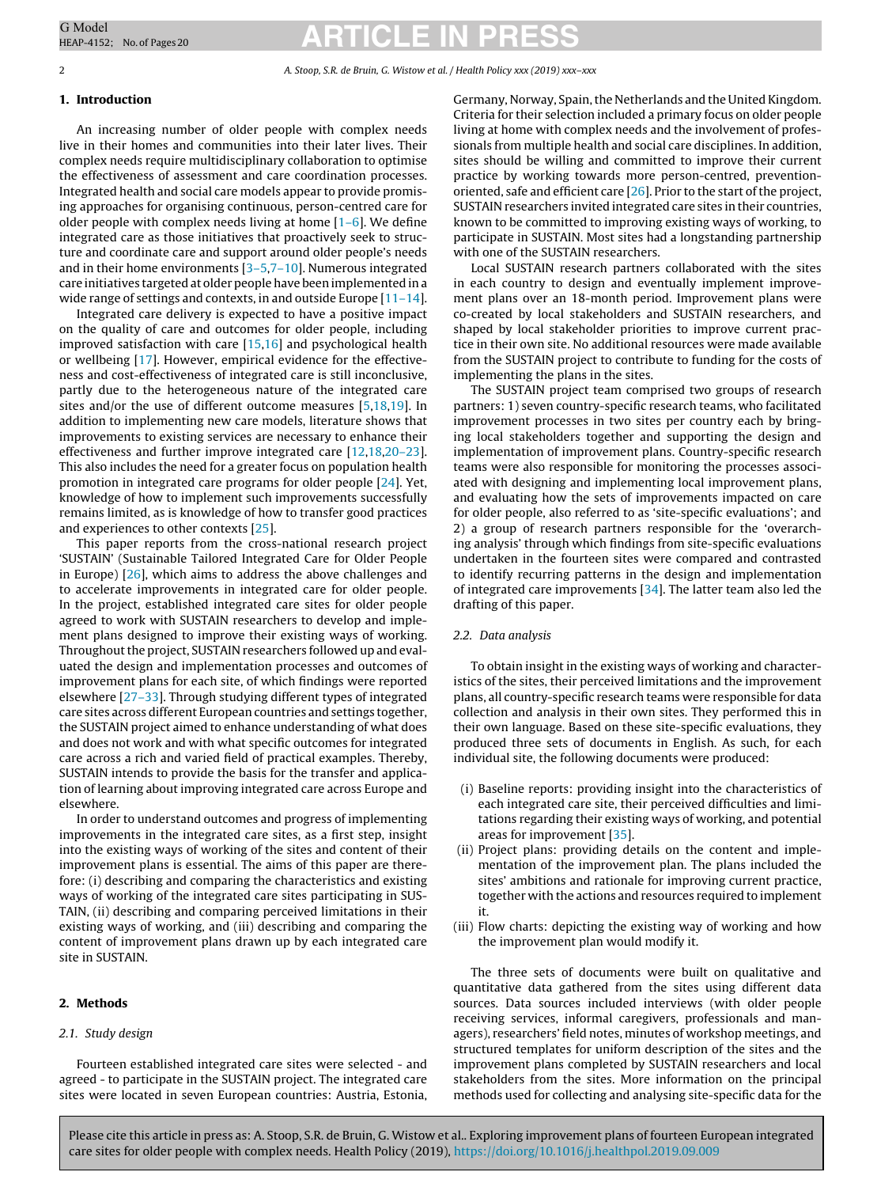## 1. Introduction

An increasing number of older people with complex needs live in their homes and communities into their later lives. Their complex needs require multidisciplinary collaboration to optimise the effectiveness of assessment and care coordination processes. Integrated health and social care models appear to provide promising approaches for organising continuous, person-centred care for older people with complex needs living at home [1–6]. We define integrated care as those initiatives that proactively seek to structure and coordinate care and support around older people's needs and in their home environments [3–5,7–10]. Numerous integrated care initiatives targeted at older people have been implemented in a wide range of settings and contexts, in and outside Europe [11–14].

Integrated care delivery is expected to have a positive impact on the quality of care and outcomes for older people, including improved satisfaction with care [15,16] and psychological health or wellbeing [17]. However, empirical evidence for the effectiveness and cost-effectiveness of integrated care is still inconclusive, partly due to the heterogeneous nature of the integrated care sites and/or the use of different outcome measures [5,18,19]. In addition to implementing new care models, literature shows that improvements to existing services are necessary to enhance their effectiveness and further improve integrated care [12,18,20–23]. This also includes the need for a greater focus on population health promotion in integrated care programs for older people [24]. Yet, knowledge of how to implement such improvements successfully remains limited, as is knowledge of how to transfer good practices and experiences to other contexts [25].

This paper reports from the cross-national research project 'SUSTAIN' (Sustainable Tailored Integrated Care for Older People in Europe) [26], which aims to address the above challenges and to accelerate improvements in integrated care for older people. In the project, established integrated care sites for older people agreed to work with SUSTAIN researchers to develop and implement plans designed to improve their existing ways of working. Throughout the project, SUSTAIN researchers followed up and evaluated the design and implementation processes and outcomes of improvement plans for each site, of which findings were reported elsewhere [27–33]. Through studying different types of integrated care sites across different European countries and settings together, the SUSTAIN project aimed to enhance understanding of what does and does not work and with what specific outcomes for integrated care across a rich and varied field of practical examples. Thereby, SUSTAIN intends to provide the basis for the transfer and application of learning about improving integrated care across Europe and elsewhere.

In order to understand outcomes and progress of implementing improvements in the integrated care sites, as a first step, insight into the existing ways of working of the sites and content of their improvement plans is essential. The aims of this paper are therefore: (i) describing and comparing the characteristics and existing ways of working of the integrated care sites participating in SUSTAIN, (ii) describing and comparing perceived limitations in their existing ways of working, and (iii) describing and comparing the content of improvement plans drawn up by each integrated care site in SUSTAIN.

## 2. Methods

### 2.1. Study design

Fourteen established integrated care sites were selected - and agreed - to participate in the SUSTAIN project. The integrated care sites were located in seven European countries: Austria, Estonia, Germany, Norway, Spain, the Netherlands and the United Kingdom. Criteria for their selection included a primary focus on older people living at home with complex needs and the involvement of professionals from multiple health and social care disciplines. In addition, sites should be willing and committed to improve their current practice by working towards more person-centred, prevention-oriented, safe and efficient care [26]. Prior to the start of the project, SUSTAIN researchers invited integrated care sites in their countries, known to be committed to improving existing ways of working, to participate in SUSTAIN. Most sites had a longstanding partnership with one of the SUSTAIN researchers.

Local SUSTAIN research partners collaborated with the sites in each country to design and eventually implement improvement plans over an 18-month period. Improvement plans were co-created by local stakeholders and SUSTAIN researchers, and shaped by local stakeholder priorities to improve current practice in their own site. No additional resources were made available from the SUSTAIN project to contribute to funding for the costs of implementing the plans in the sites.

The SUSTAIN project team comprised two groups of research partners: 1) seven country-specific research teams, who facilitated improvement processes in two sites per country each by bringing local stakeholders together and supporting the design and implementation of improvement plans. Country-specific research teams were also responsible for monitoring the processes associated with designing and implementing local improvement plans, and evaluating how the sets of improvements impacted on care for older people, also referred to as 'site-specific evaluations'; and 2) a group of research partners responsible for the 'overarching analysis' through which findings from site-specific evaluations undertaken in the fourteen sites were compared and contrasted to identify recurring patterns in the design and implementation of integrated care improvements [34]. The latter team also led the drafting of this paper.

### 2.2. Data analysis

To obtain insight in the existing ways of working and characteristics of the sites, their perceived limitations and the improvement plans, all country-specific research teams were responsible for data collection and analysis in their own sites. They performed this in their own language. Based on these site-specific evaluations, they produced three sets of documents in English. As such, for each individual site, the following documents were produced:

(i) Baseline reports: providing insight into the characteristics of each integrated care site, their perceived difficulties and limitations regarding their existing ways of working, and potential areas for improvement [35].
(ii) Project plans: providing details on the content and implementation of the improvement plan. The plans included the sites' ambitions and rationale for improving current practice, together with the actions and resources required to implement it.
(iii) Flow charts: depicting the existing way of working and how the improvement plan would modify it.

The three sets of documents were built on qualitative and quantitative data gathered from the sites using different data sources. Data sources included interviews (with older people receiving services, informal caregivers, professionals and managers), researchers' field notes, minutes of workshop meetings, and structured templates for uniform description of the sites and the improvement plans completed by SUSTAIN researchers and local stakeholders from the sites. More information on the principal methods used for collecting and analysing site-specific data for the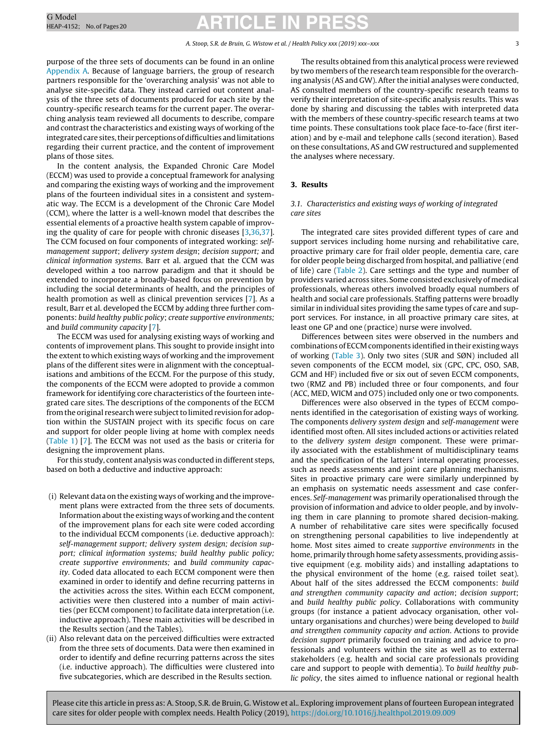purpose of the three sets of documents can be found in an online Appendix A. Because of language barriers, the group of research partners responsible for the 'overarching analysis' was not able to analyse site-specific data. They instead carried out content analysis of the three sets of documents produced for each site by the country-specific research teams for the current paper. The overarching analysis team reviewed all documents to describe, compare and contrast the characteristics and existing ways of working of the integrated care sites, their perceptions of difficulties and limitations regarding their current practice, and the content of improvement plans of those sites.

In the content analysis, the Expanded Chronic Care Model (ECCM) was used to provide a conceptual framework for analysing and comparing the existing ways of working and the improvement plans of the fourteen individual sites in a consistent and systematic way. The ECCM is a development of the Chronic Care Model (CCM), where the latter is a well-known model that describes the essential elements of a proactive health system capable of improving the quality of care for people with chronic diseases [3,36,37]. The CCM focused on four components of integrated working: *self-management support*; *delivery system design*; *decision support;* and *clinical information systems*. Barr et al. argued that the CCM was developed within a too narrow paradigm and that it should be extended to incorporate a broadly-based focus on prevention by including the social determinants of health, and the principles of health promotion as well as clinical prevention services [7]. As a result, Barr et al. developed the ECCM by adding three further components: *build healthy public policy*; *create supportive environments;* and *build community capacity* [7].

The ECCM was used for analysing existing ways of working and contents of improvement plans. This sought to provide insight into the extent to which existing ways of working and the improvement plans of the different sites were in alignment with the conceptualisations and ambitions of the ECCM. For the purpose of this study, the components of the ECCM were adopted to provide a common framework for identifying core characteristics of the fourteen integrated care sites. The descriptions of the components of the ECCM from the original research were subject to limited revision for adoption within the SUSTAIN project with its specific focus on care and support for older people living at home with complex needs (Table 1) [7]. The ECCM was not used as the basis or criteria for designing the improvement plans.

For this study, content analysis was conducted in different steps, based on both a deductive and inductive approach:

(i) Relevant data on the existing ways of working and the improvement plans were extracted from the three sets of documents. Information about the existing ways of working and the content of the improvement plans for each site were coded according to the individual ECCM components (i.e. deductive approach): *self-management support; delivery system design; decision support; clinical information systems; build healthy public policy; create supportive environments;* and *build community capacity*. Coded data allocated to each ECCM component were then examined in order to identify and define recurring patterns in the activities across the sites. Within each ECCM component, activities were then clustered into a number of main activities (per ECCM component) to facilitate data interpretation (i.e. inductive approach). These main activities will be described in the Results section (and the Tables).

(ii) Also relevant data on the perceived difficulties were extracted from the three sets of documents. Data were then examined in order to identify and define recurring patterns across the sites (i.e. inductive approach). The difficulties were clustered into five subcategories, which are described in the Results section.

The results obtained from this analytical process were reviewed by two members of the research team responsible for the overarching analysis (AS and GW). After the initial analyses were conducted, AS consulted members of the country-specific research teams to verify their interpretation of site-specific analysis results. This was done by sharing and discussing the tables with interpreted data with the members of these country-specific research teams at two time points. These consultations took place face-to-face (first iteration) and by e-mail and telephone calls (second iteration). Based on these consultations, AS and GW restructured and supplemented the analyses where necessary.

## 3. Results

### 3.1. Characteristics and existing ways of working of integrated care sites

The integrated care sites provided different types of care and support services including home nursing and rehabilitative care, proactive primary care for frail older people, dementia care, care for older people being discharged from hospital, and palliative (end of life) care (Table 2). Care settings and the type and number of providers varied across sites. Some consisted exclusively of medical professionals, whereas others involved broadly equal numbers of health and social care professionals. Staffing patterns were broadly similar in individual sites providing the same types of care and support services. For instance, in all proactive primary care sites, at least one GP and one (practice) nurse were involved.

Differences between sites were observed in the numbers and combinations of ECCM components identified in their existing ways of working (Table 3). Only two sites (SUR and SØN) included all seven components of the ECCM model, six (GPC, CPC, OSO, SAB, GCM and HF) included five or six of seven ECCM components, two (RMZ and PB) included three or four components, and four (ACC, MED, WICM and O75) included only one or two components.

Differences were also observed in the types of ECCM components identified in the categorisation of existing ways of working. The components *delivery system design* and *self-management* were identified most often. All sites included actions or activities related to the *delivery system design* component. These were primarily associated with the establishment of multidisciplinary teams and the specification of the latters' internal operating processes, such as needs assessments and joint care planning mechanisms. Sites in proactive primary care were similarly underpinned by an emphasis on systematic needs assessment and case conferences. *Self-management* was primarily operationalised through the provision of information and advice to older people, and by involving them in care planning to promote shared decision-making. A number of rehabilitative care sites were specifically focused on strengthening personal capabilities to live independently at home. Most sites aimed to create *supportive environments* in the home, primarily through home safety assessments, providing assistive equipment (e.g. mobility aids) and installing adaptations to the physical environment of the home (e.g. raised toilet seat). About half of the sites addressed the ECCM components: *build and strengthen community capacity and action*; *decision support*; and *build healthy public policy*. Collaborations with community groups (for instance a patient advocacy organisation, other voluntary organisations and churches) were being developed to *build and strengthen community capacity and action*. Actions to provide *decision support* primarily focused on training and advice to professionals and volunteers within the site as well as to external stakeholders (e.g. health and social care professionals providing care and support to people with dementia). To *build healthy public policy*, the sites aimed to influence national or regional health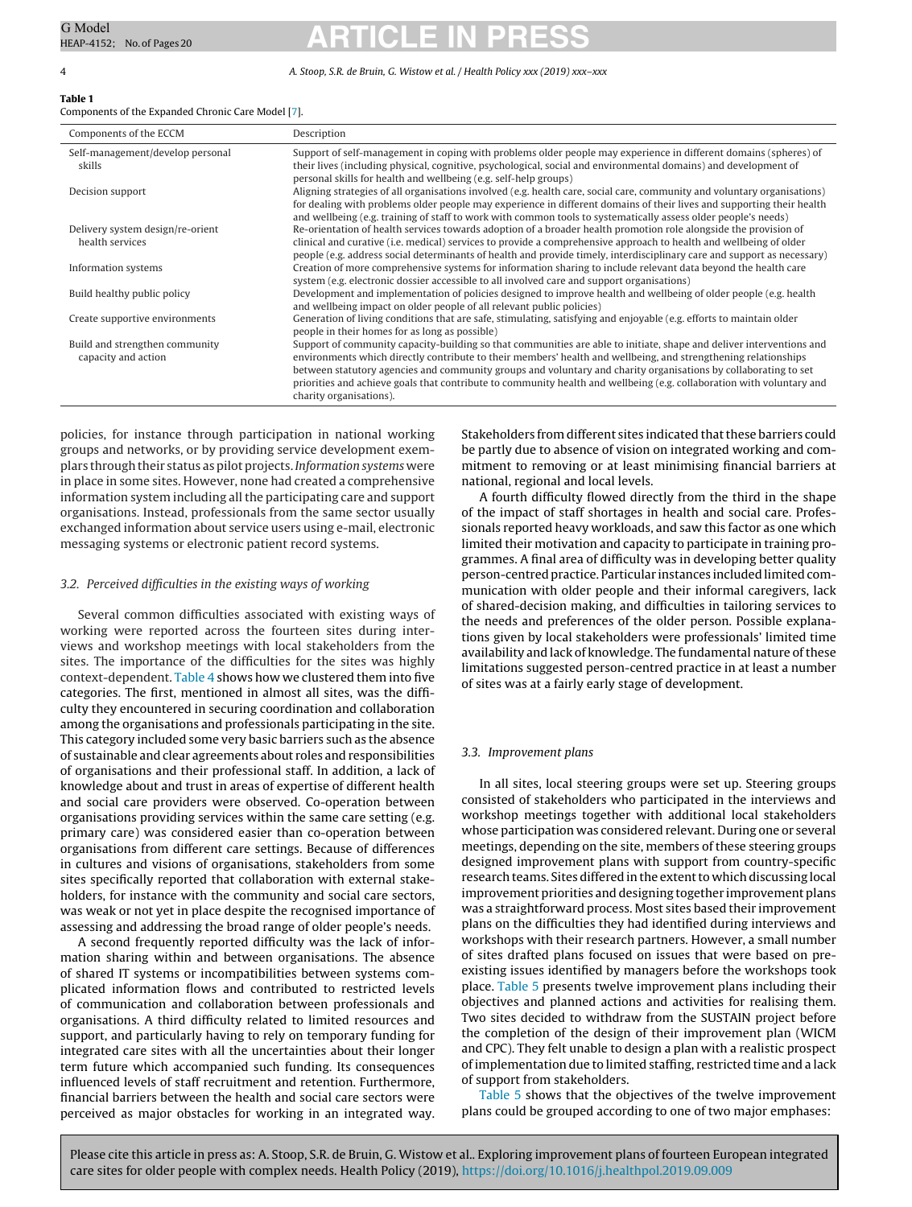**Table 1**
Components of the Expanded Chronic Care Model [7].

| Components of the ECCM | Description |
|---|---|
| Self-management/develop personal skills | Support of self-management in coping with problems older people may experience in different domains (spheres) of their lives (including physical, cognitive, psychological, social and environmental domains) and development of personal skills for health and wellbeing (e.g. self-help groups) |
| Decision support | Aligning strategies of all organisations involved (e.g. health care, social care, community and voluntary organisations) for dealing with problems older people may experience in different domains of their lives and supporting their health and wellbeing (e.g. training of staff to work with common tools to systematically assess older people's needs) |
| Delivery system design/re-orient health services | Re-orientation of health services towards adoption of a broader health promotion role alongside the provision of clinical and curative (i.e. medical) services to provide a comprehensive approach to health and wellbeing of older people (e.g. address social determinants of health and provide timely, interdisciplinary care and support as necessary) |
| Information systems | Creation of more comprehensive systems for information sharing to include relevant data beyond the health care system (e.g. electronic dossier accessible to all involved care and support organisations) |
| Build healthy public policy | Development and implementation of policies designed to improve health and wellbeing of older people (e.g. health and wellbeing impact on older people of all relevant public policies) |
| Create supportive environments | Generation of living conditions that are safe, stimulating, satisfying and enjoyable (e.g. efforts to maintain older people in their homes for as long as possible) |
| Build and strengthen community capacity and action | Support of community capacity-building so that communities are able to initiate, shape and deliver interventions and environments which directly contribute to their members' health and wellbeing, and strengthening relationships between statutory agencies and community groups and voluntary and charity organisations by collaborating to set priorities and achieve goals that contribute to community health and wellbeing (e.g. collaboration with voluntary and charity organisations). |

policies, for instance through participation in national working groups and networks, or by providing service development exemplars through their status as pilot projects. *Information systems* were in place in some sites. However, none had created a comprehensive information system including all the participating care and support organisations. Instead, professionals from the same sector usually exchanged information about service users using e-mail, electronic messaging systems or electronic patient record systems.

### 3.2. Perceived difficulties in the existing ways of working

Several common difficulties associated with existing ways of working were reported across the fourteen sites during interviews and workshop meetings with local stakeholders from the sites. The importance of the difficulties for the sites was highly context-dependent. Table 4 shows how we clustered them into five categories. The first, mentioned in almost all sites, was the difficulty they encountered in securing coordination and collaboration among the organisations and professionals participating in the site. This category included some very basic barriers such as the absence of sustainable and clear agreements about roles and responsibilities of organisations and their professional staff. In addition, a lack of knowledge about and trust in areas of expertise of different health and social care providers were observed. Co-operation between organisations providing services within the same care setting (e.g. primary care) was considered easier than co-operation between organisations from different care settings. Because of differences in cultures and visions of organisations, stakeholders from some sites specifically reported that collaboration with external stakeholders, for instance with the community and social care sectors, was weak or not yet in place despite the recognised importance of assessing and addressing the broad range of older people's needs.

A second frequently reported difficulty was the lack of information sharing within and between organisations. The absence of shared IT systems or incompatibilities between systems complicated information flows and contributed to restricted levels of communication and collaboration between professionals and organisations. A third difficulty related to limited resources and support, and particularly having to rely on temporary funding for integrated care sites with all the uncertainties about their longer term future which accompanied such funding. Its consequences influenced levels of staff recruitment and retention. Furthermore, financial barriers between the health and social care sectors were perceived as major obstacles for working in an integrated way. Stakeholders from different sites indicated that these barriers could be partly due to absence of vision on integrated working and commitment to removing or at least minimising financial barriers at national, regional and local levels.

A fourth difficulty flowed directly from the third in the shape of the impact of staff shortages in health and social care. Professionals reported heavy workloads, and saw this factor as one which limited their motivation and capacity to participate in training programmes. A final area of difficulty was in developing better quality person-centred practice. Particular instances included limited communication with older people and their informal caregivers, lack of shared-decision making, and difficulties in tailoring services to the needs and preferences of the older person. Possible explanations given by local stakeholders were professionals' limited time availability and lack of knowledge. The fundamental nature of these limitations suggested person-centred practice in at least a number of sites was at a fairly early stage of development.

### 3.3. Improvement plans

In all sites, local steering groups were set up. Steering groups consisted of stakeholders who participated in the interviews and workshop meetings together with additional local stakeholders whose participation was considered relevant. During one or several meetings, depending on the site, members of these steering groups designed improvement plans with support from country-specific research teams. Sites differed in the extent to which discussing local improvement priorities and designing together improvement plans was a straightforward process. Most sites based their improvement plans on the difficulties they had identified during interviews and workshops with their research partners. However, a small number of sites drafted plans focused on issues that were based on pre-existing issues identified by managers before the workshops took place. Table 5 presents twelve improvement plans including their objectives and planned actions and activities for realising them. Two sites decided to withdraw from the SUSTAIN project before the completion of the design of their improvement plan (WICM and CPC). They felt unable to design a plan with a realistic prospect of implementation due to limited staffing, restricted time and a lack of support from stakeholders.

Table 5 shows that the objectives of the twelve improvement plans could be grouped according to one of two major emphases:

Please cite this article in press as: A. Stoop, S.R. de Bruin, G. Wistow et al.. Exploring improvement plans of fourteen European integrated care sites for older people with complex needs. Health Policy (2019), https://doi.org/10.1016/j.healthpol.2019.09.009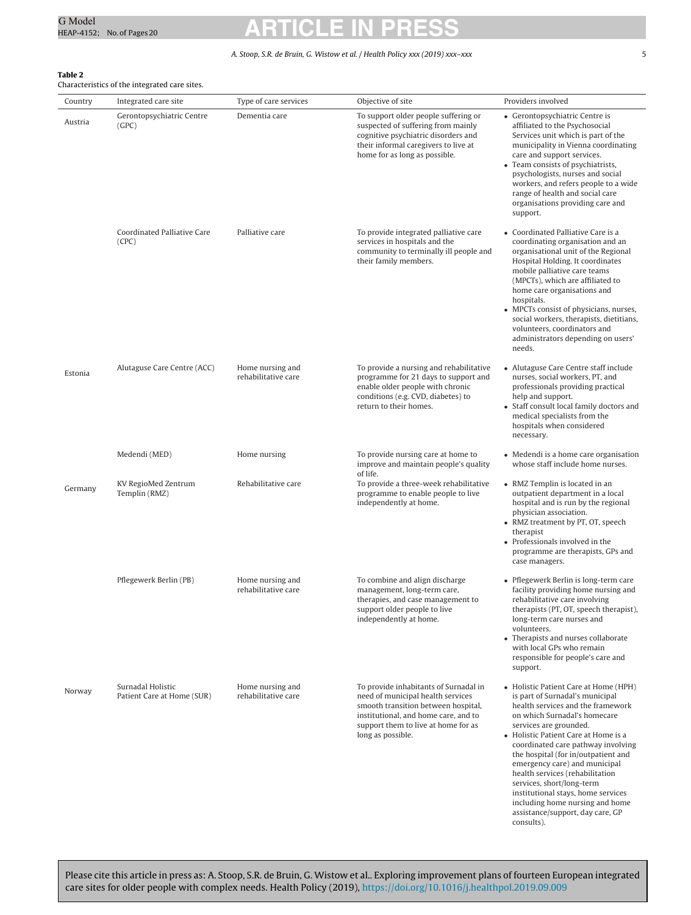**Table 2**
Characteristics of the integrated care sites.

| Country | Integrated care site | Type of care services | Objective of site | Providers involved |
|---|---|---|---|---|
| Austria | Gerontopsychiatric Centre (GPC) | Dementia care | To support older people suffering or suspected of suffering from mainly cognitive psychiatric disorders and their informal caregivers to live at home for as long as possible. | • Gerontopsychiatric Centre is affiliated to the Psychosocial Services unit which is part of the municipality in Vienna coordinating care and support services. • Team consists of psychiatrists, psychologists, nurses and social workers, and refers people to a wide range of health and social care organisations providing care and support. |
| | Coordinated Palliative Care (CPC) | Palliative care | To provide integrated palliative care services in hospitals and the community to terminally ill people and their family members. | • Coordinated Palliative Care is a coordinating organisation and an organisational unit of the Regional Hospital Holding. It coordinates mobile palliative care teams (MPCTs), which are affiliated to home care organisations and hospitals. • MPCTs consist of physicians, nurses, social workers, therapists, dietitians, volunteers, coordinators and administrators depending on users' needs. |
| Estonia | Alutaguse Care Centre (ACC) | Home nursing and rehabilitative care | To provide a nursing and rehabilitative programme for 21 days to support and enable older people with chronic conditions (e.g. CVD, diabetes) to return to their homes. | • Alutaguse Care Centre staff include nurses, social workers, PT, and professionals providing practical help and support. • Staff consult local family doctors and medical specialists from the hospitals when considered necessary. |
| | Medendi (MED) | Home nursing | To provide nursing care at home to improve and maintain people's quality of life. | • Medendi is a home care organisation whose staff include home nurses. |
| Germany | KV RegioMed Zentrum Templin (RMZ) | Rehabilitative care | To provide a three-week rehabilitative programme to enable people to live independently at home. | • RMZ Templin is located in an outpatient department in a local hospital and is run by the regional physician association. • RMZ treatment by PT, OT, speech therapist • Professionals involved in the programme are therapists, GPs and case managers. |
| | Pflegewerk Berlin (PB) | Home nursing and rehabilitative care | To combine and align discharge management, long-term care, therapies, and case management to support older people to live independently at home. | • Pflegewerk Berlin is long-term care facility providing home nursing and rehabilitative care involving therapists (PT, OT, speech therapist), long-term care nurses and volunteers. • Therapists and nurses collaborate with local GPs who remain responsible for people's care and support. |
| Norway | Surnadal Holistic Patient Care at Home (SUR) | Home nursing and rehabilitative care | To provide inhabitants of Surnadal in need of municipal health services smooth transition between hospital, institutional, and home care, and to support them to live at home for as long as possible. | • Holistic Patient Care at Home (HPH) is part of Surnadal's municipal health services and the framework on which Surnadal's homecare services are grounded. • Holistic Patient Care at Home is a coordinated care pathway involving the hospital (for in/outpatient and emergency care) and municipal health services (rehabilitation services, short/long-term institutional stays, home services including home nursing and home assistance/support, day care, GP consults). |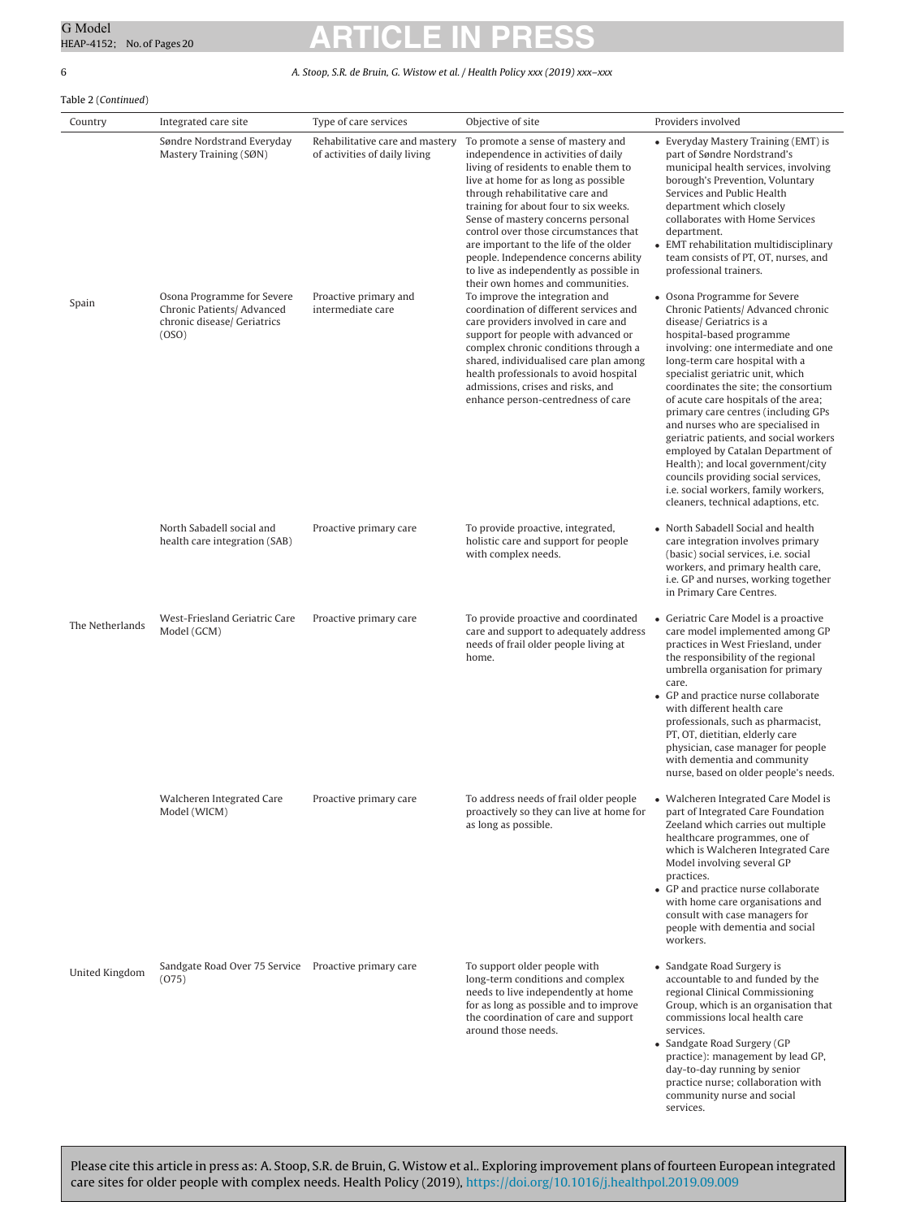Table 2 (*Continued*)

| Country | Integrated care site | Type of care services | Objective of site | Providers involved |
|---|---|---|---|---|
| | Søndre Nordstrand Everyday Mastery Training (SØN) | Rehabilitative care and mastery of activities of daily living | To promote a sense of mastery and independence in activities of daily living of residents to enable them to live at home for as long as possible through rehabilitative care and training for about four to six weeks. Sense of mastery concerns personal control over those circumstances that are important to the life of the older people. Independence concerns ability to live as independently as possible in their own homes and communities. | • Everyday Mastery Training (EMT) is part of Søndre Nordstrand's municipal health services, involving borough's Prevention, Voluntary Services and Public Health department which closely collaborates with Home Services department. <br> • EMT rehabilitation multidisciplinary team consists of PT, OT, nurses, and professional trainers. |
| Spain | Osona Programme for Severe Chronic Patients/ Advanced chronic disease/ Geriatrics (OSO) | Proactive primary and intermediate care | To improve the integration and coordination of different services and care providers involved in care and support for people with advanced or complex chronic conditions through a shared, individualised care plan among health professionals to avoid hospital admissions, crises and risks, and enhance person-centredness of care | • Osona Programme for Severe Chronic Patients/ Advanced chronic disease/ Geriatrics is a hospital-based programme involving: one intermediate and one long-term care hospital with a specialist geriatric unit, which coordinates the site; the consortium of acute care hospitals of the area; primary care centres (including GPs and nurses who are specialised in geriatric patients, and social workers employed by Catalan Department of Health); and local government/city councils providing social services, i.e. social workers, family workers, cleaners, technical adaptions, etc. |
| | North Sabadell social and health care integration (SAB) | Proactive primary care | To provide proactive, integrated, holistic care and support for people with complex needs. | • North Sabadell Social and health care integration involves primary (basic) social services, i.e. social workers, and primary health care, i.e. GP and nurses, working together in Primary Care Centres. |
| The Netherlands | West-Friesland Geriatric Care Model (GCM) | Proactive primary care | To provide proactive and coordinated care and support to adequately address needs of frail older people living at home. | • Geriatric Care Model is a proactive care model implemented among GP practices in West Friesland, under the responsibility of the regional umbrella organisation for primary care. <br> • GP and practice nurse collaborate with different health care professionals, such as pharmacist, PT, OT, dietitian, elderly care physician, case manager for people with dementia and community nurse, based on older people's needs. |
| | Walcheren Integrated Care Model (WICM) | Proactive primary care | To address needs of frail older people proactively so they can live at home for as long as possible. | • Walcheren Integrated Care Model is part of Integrated Care Foundation Zeeland which carries out multiple healthcare programmes, one of which is Walcheren Integrated Care Model involving several GP practices. <br> • GP and practice nurse collaborate with home care organisations and consult with case managers for people with dementia and social workers. |
| United Kingdom | Sandgate Road Over 75 Service (O75) | Proactive primary care | To support older people with long-term conditions and complex needs to live independently at home for as long as possible and to improve the coordination of care and support around those needs. | • Sandgate Road Surgery is accountable to and funded by the regional Clinical Commissioning Group, which is an organisation that commissions local health care services. <br> • Sandgate Road Surgery (GP practice): management by lead GP, day-to-day running by senior practice nurse; collaboration with community nurse and social services. |

Please cite this article in press as: A. Stoop, S.R. de Bruin, G. Wistow et al.. Exploring improvement plans of fourteen European integrated care sites for older people with complex needs. Health Policy (2019), https://doi.org/10.1016/j.healthpol.2019.09.009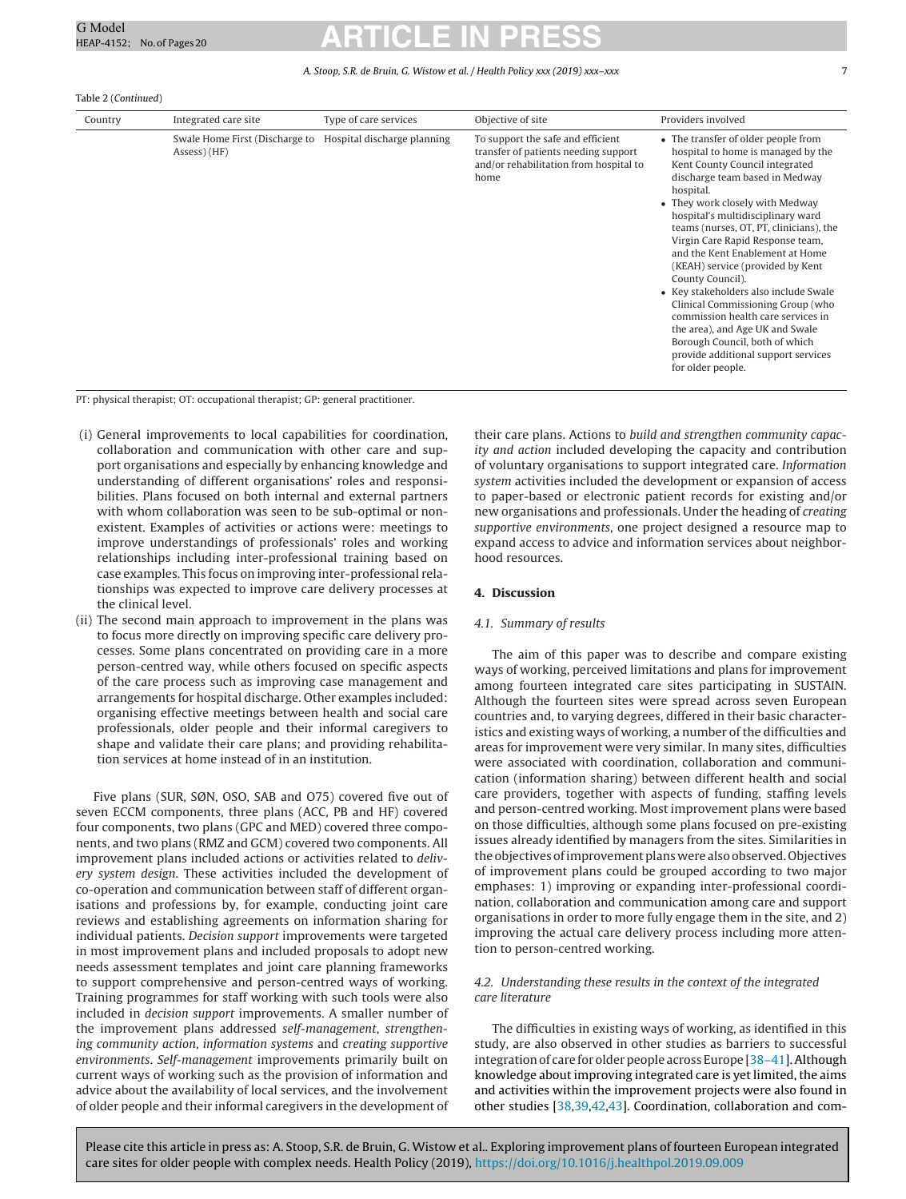Table 2 (*Continued*)

| Country | Integrated care site | Type of care services | Objective of site | Providers involved |
|---|---|---|---|---|
| | Swale Home First (Discharge to Assess) (HF) | Hospital discharge planning | To support the safe and efficient transfer of patients needing support and/or rehabilitation from hospital to home | • The transfer of older people from hospital to home is managed by the Kent County Council integrated discharge team based in Medway hospital. • They work closely with Medway hospital's multidisciplinary ward teams (nurses, OT, PT, clinicians), the Virgin Care Rapid Response team, and the Kent Enablement at Home (KEAH) service (provided by Kent County Council). • Key stakeholders also include Swale Clinical Commissioning Group (who commission health care services in the area), and Age UK and Swale Borough Council, both of which provide additional support services for older people. |

PT: physical therapist; OT: occupational therapist; GP: general practitioner.

(i) General improvements to local capabilities for coordination, collaboration and communication with other care and support organisations and especially by enhancing knowledge and understanding of different organisations' roles and responsibilities. Plans focused on both internal and external partners with whom collaboration was seen to be sub-optimal or non-existent. Examples of activities or actions were: meetings to improve understandings of professionals' roles and working relationships including inter-professional training based on case examples. This focus on improving inter-professional relationships was expected to improve care delivery processes at the clinical level.

(ii) The second main approach to improvement in the plans was to focus more directly on improving specific care delivery processes. Some plans concentrated on providing care in a more person-centred way, while others focused on specific aspects of the care process such as improving case management and arrangements for hospital discharge. Other examples included: organising effective meetings between health and social care professionals, older people and their informal caregivers to shape and validate their care plans; and providing rehabilitation services at home instead of in an institution.

Five plans (SUR, SØN, OSO, SAB and O75) covered five out of seven ECCM components, three plans (ACC, PB and HF) covered four components, two plans (GPC and MED) covered three components, and two plans (RMZ and GCM) covered two components. All improvement plans included actions or activities related to *delivery system design*. These activities included the development of co-operation and communication between staff of different organisations and professions by, for example, conducting joint care reviews and establishing agreements on information sharing for individual patients. *Decision support* improvements were targeted in most improvement plans and included proposals to adopt new needs assessment templates and joint care planning frameworks to support comprehensive and person-centred ways of working. Training programmes for staff working with such tools were also included in *decision support* improvements. A smaller number of the improvement plans addressed *self-management*, *strengthening community action*, *information systems* and *creating supportive environments*. *Self-management* improvements primarily built on current ways of working such as the provision of information and advice about the availability of local services, and the involvement of older people and their informal caregivers in the development of their care plans. Actions to *build and strengthen community capacity and action* included developing the capacity and contribution of voluntary organisations to support integrated care. *Information system* activities included the development or expansion of access to paper-based or electronic patient records for existing and/or new organisations and professionals. Under the heading of *creating supportive environments*, one project designed a resource map to expand access to advice and information services about neighborhood resources.

## 4. Discussion

### 4.1. Summary of results

The aim of this paper was to describe and compare existing ways of working, perceived limitations and plans for improvement among fourteen integrated care sites participating in SUSTAIN. Although the fourteen sites were spread across seven European countries and, to varying degrees, differed in their basic characteristics and existing ways of working, a number of the difficulties and areas for improvement were very similar. In many sites, difficulties were associated with coordination, collaboration and communication (information sharing) between different health and social care providers, together with aspects of funding, staffing levels and person-centred working. Most improvement plans were based on those difficulties, although some plans focused on pre-existing issues already identified by managers from the sites. Similarities in the objectives of improvement plans were also observed. Objectives of improvement plans could be grouped according to two major emphases: 1) improving or expanding inter-professional coordination, collaboration and communication among care and support organisations in order to more fully engage them in the site, and 2) improving the actual care delivery process including more attention to person-centred working.

### 4.2. Understanding these results in the context of the integrated care literature

The difficulties in existing ways of working, as identified in this study, are also observed in other studies as barriers to successful integration of care for older people across Europe [38–41]. Although knowledge about improving integrated care is yet limited, the aims and activities within the improvement projects were also found in other studies [38,39,42,43]. Coordination, collaboration and com-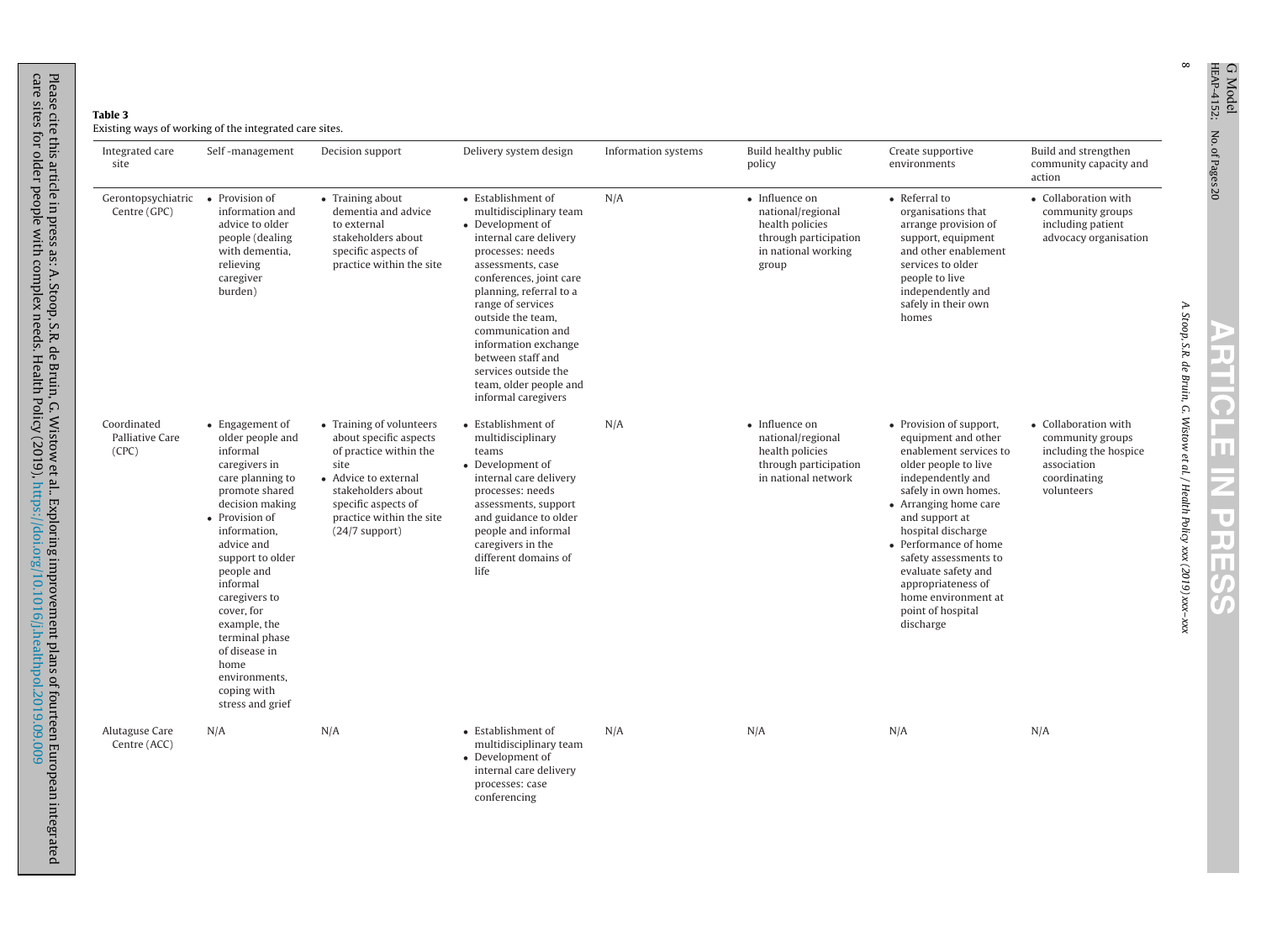**Table 3**
Existing ways of working of the integrated care sites.

| Integrated care site | Self-management | Decision support | Delivery system design | Information systems | Build healthy public policy | Create supportive environments | Build and strengthen community capacity and action |
|---|---|---|---|---|---|---|---|
| Gerontopsychiatric Centre (GPC) | • Provision of information and advice to older people (dealing with dementia, relieving caregiver burden) | • Training about dementia and advice to external stakeholders about specific aspects of practice within the site | • Establishment of multidisciplinary team<br>• Development of internal care delivery processes: needs assessments, case conferences, joint care planning, referral to a range of services outside the team, communication and information exchange between staff and services outside the team, older people and informal caregivers | N/A | • Influence on national/regional health policies through participation in national working group | • Referral to organisations that arrange provision of support, equipment and other enablement services to older people to live independently and safely in their own homes | • Collaboration with community groups including patient advocacy organisation |
| Coordinated Palliative Care (CPC) | • Engagement of older people and informal caregivers in care planning to promote shared decision making<br>• Provision of information, advice and support to older people and informal caregivers to cover, for example, the terminal phase of disease in home environments, coping with stress and grief | • Training of volunteers about specific aspects of practice within the site<br>• Advice to external stakeholders about specific aspects of practice within the site (24/7 support) | • Establishment of multidisciplinary teams<br>• Development of internal care delivery processes: needs assessments, support and guidance to older people and informal caregivers in the different domains of life | N/A | • Influence on national/regional health policies through participation in national network | • Provision of support, equipment and other enablement services to older people to live independently and safely in own homes.<br>• Arranging home care and support at hospital discharge<br>• Performance of home safety assessments to evaluate safety and appropriateness of home environment at point of hospital discharge | • Collaboration with community groups including the hospice association coordinating volunteers |
| Alutaguse Care Centre (ACC) | N/A | N/A | • Establishment of multidisciplinary team<br>• Development of internal care delivery processes: case conferencing | N/A | N/A | N/A | N/A |

Please cite this article in press as: A. Stoop, S.R. de Bruin, G. Wistow et al.. Exploring improvement plans of fourteen European integrated care sites for older people with complex needs. Health Policy (2019), https://doi.org/10.1016/j.healthpol.2019.09.009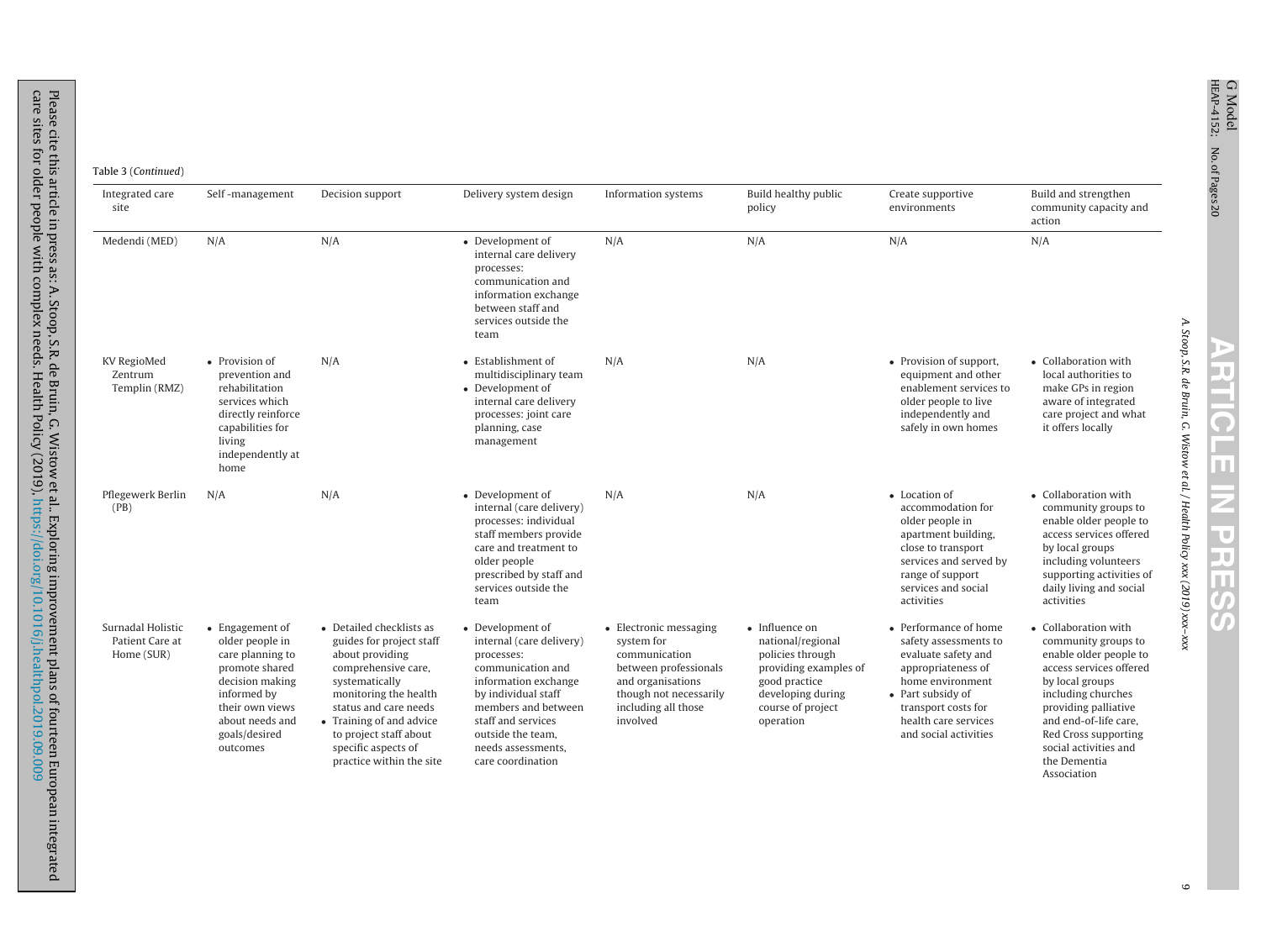Table 3 (*Continued*)

| Integrated care site | Self -management | Decision support | Delivery system design | Information systems | Build healthy public policy | Create supportive environments | Build and strengthen community capacity and action |
|---|---|---|---|---|---|---|---|
| Medendi (MED) | N/A | N/A | • Development of internal care delivery processes: communication and information exchange between staff and services outside the team | N/A | N/A | N/A | N/A |
| KV RegioMed Zentrum Templin (RMZ) | • Provision of prevention and rehabilitation services which directly reinforce capabilities for living independently at home | N/A | • Establishment of multidisciplinary team<br>• Development of internal care delivery processes: joint care planning, case management | N/A | N/A | • Provision of support, equipment and other enablement services to older people to live independently and safely in own homes | • Collaboration with local authorities to make GPs in region aware of integrated care project and what it offers locally |
| Pflegewerk Berlin (PB) | N/A | N/A | • Development of internal (care delivery) processes: individual staff members provide care and treatment to older people prescribed by staff and services outside the team | N/A | N/A | • Location of accommodation for older people in apartment building, close to transport services and served by range of support services and social activities | • Collaboration with community groups to enable older people to access services offered by local groups including volunteers supporting activities of daily living and social activities |
| Surnadal Holistic Patient Care at Home (SUR) | • Engagement of older people in care planning to promote shared decision making informed by their own views about needs and goals/desired outcomes | • Detailed checklists as guides for project staff about providing comprehensive care, systematically monitoring the health status and care needs<br>• Training of and advice to project staff about specific aspects of practice within the site | • Development of internal (care delivery) processes: communication and information exchange by individual staff members and between staff and services outside the team, needs assessments, care coordination | • Electronic messaging system for communication between professionals and organisations though not necessarily including all those involved | • Influence on national/regional policies through providing examples of good practice developing during course of project operation | • Performance of home safety assessments to evaluate safety and appropriateness of home environment<br>• Part subsidy of transport costs for health care services and social activities | • Collaboration with community groups to enable older people to access services offered by local groups including churches providing palliative and end-of-life care, Red Cross supporting social activities and the Dementia Association |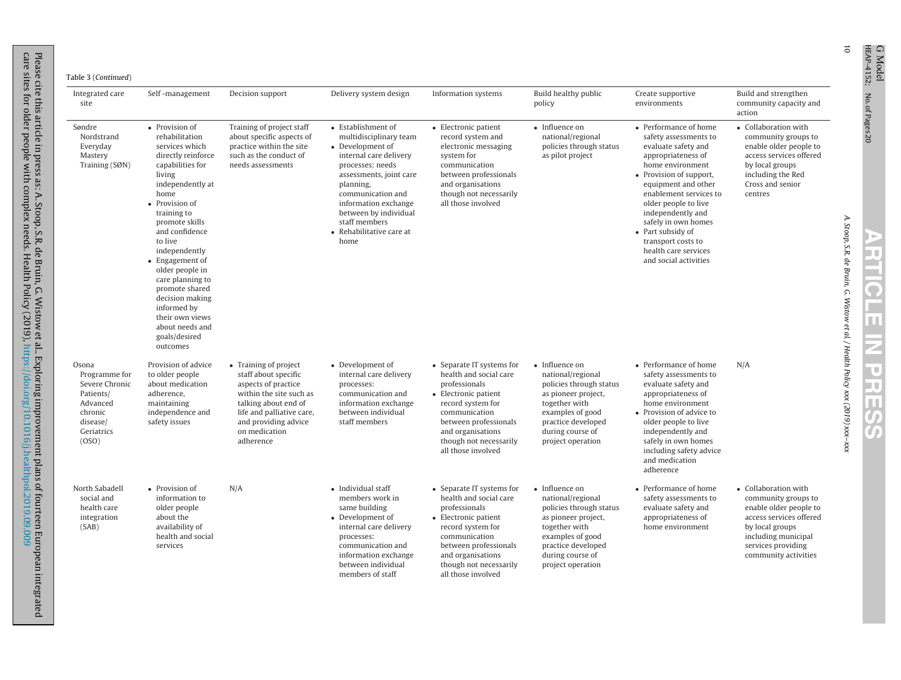Table 3 (*Continued*)

| Integrated care site | Self-management | Decision support | Delivery system design | Information systems | Build healthy public policy | Create supportive environments | Build and strengthen community capacity and action |
|---|---|---|---|---|---|---|---|
| Søndre Nordstrand Everyday Mastery Training (SØN) | • Provision of rehabilitation services which directly reinforce capabilities for living independently at home<br>• Provision of training to promote skills and confidence to live independently<br>• Engagement of older people in care planning to promote shared decision making informed by their own views about needs and goals/desired outcomes | Training of project staff about specific aspects of practice within the site such as the conduct of needs assessments | • Establishment of multidisciplinary team<br>• Development of internal care delivery processes: needs assessments, joint care planning, communication and information exchange between by individual staff members<br>• Rehabilitative care at home | • Electronic patient record system and electronic messaging system for communication between professionals and organisations though not necessarily all those involved | • Influence on national/regional policies through status as pilot project | • Performance of home safety assessments to evaluate safety and appropriateness of home environment<br>• Provision of support, equipment and other enablement services to older people to live independently and safely in own homes<br>• Part subsidy of transport costs to health care services and social activities | • Collaboration with community groups to enable older people to access services offered by local groups including the Red Cross and senior centres |
| Osona Programme for Severe Chronic Patients/ Advanced chronic disease/ Geriatrics (OSO) | Provision of advice to older people about medication adherence, maintaining independence and safety issues | • Training of project staff about specific aspects of practice within the site such as talking about end of life and palliative care, and providing advice on medication adherence | • Development of internal care delivery processes: communication and information exchange between individual staff members | • Separate IT systems for health and social care professionals<br>• Electronic patient record system for communication between professionals and organisations though not necessarily all those involved | • Influence on national/regional policies through status as pioneer project, together with examples of good practice developed during course of project operation | • Performance of home safety assessments to evaluate safety and appropriateness of home environment<br>• Provision of advice to older people to live independently and safely in own homes including safety advice and medication adherence | N/A |
| North Sabadell social and health care integration (SAB) | • Provision of information to older people about the availability of health and social services | N/A | • Individual staff members work in same building<br>• Development of internal care delivery processes: communication and information exchange between individual members of staff | • Separate IT systems for health and social care professionals<br>• Electronic patient record system for communication between professionals and organisations though not necessarily all those involved | • Influence on national/regional policies through status as pioneer project, together with examples of good practice developed during course of project operation | • Performance of home safety assessments to evaluate safety and appropriateness of home environment | • Collaboration with community groups to enable older people to access services offered by local groups including municipal services providing community activities |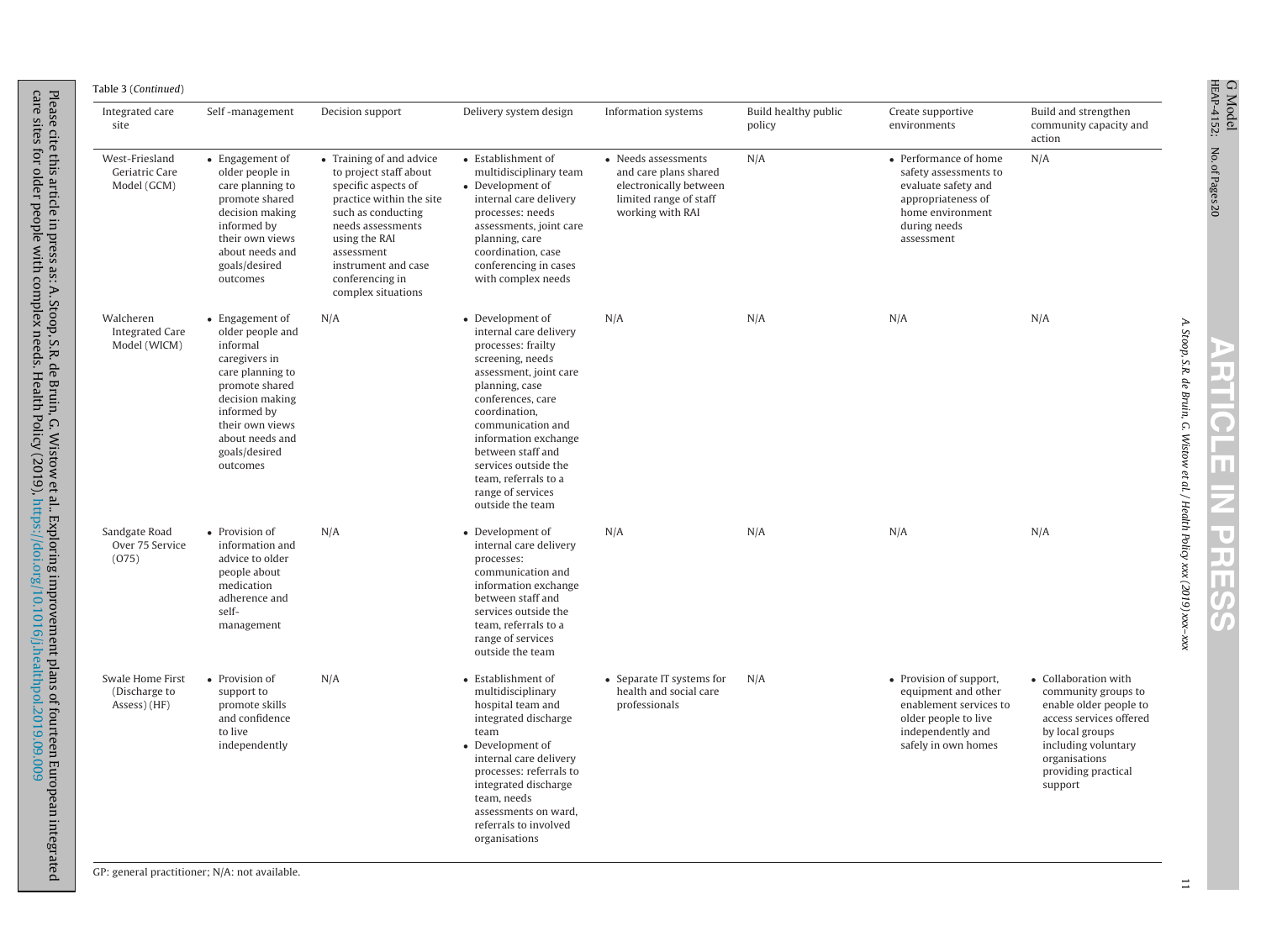Table 3 (*Continued*)

| Integrated care site | Self-management | Decision support | Delivery system design | Information systems | Build healthy public policy | Create supportive environments | Build and strengthen community capacity and action |
|---|---|---|---|---|---|---|---|
| West-Friesland Geriatric Care Model (GCM) | • Engagement of older people in care planning to promote shared decision making informed by their own views about needs and goals/desired outcomes | • Training of and advice to project staff about specific aspects of practice within the site such as conducting needs assessments using the RAI assessment instrument and case conferencing in complex situations | • Establishment of multidisciplinary team<br>• Development of internal care delivery processes: needs assessments, joint care planning, care coordination, case conferencing in cases with complex needs | • Needs assessments and care plans shared electronically between limited range of staff working with RAI | N/A | • Performance of home safety assessments to evaluate safety and appropriateness of home environment during needs assessment | N/A |
| Walcheren Integrated Care Model (WICM) | • Engagement of older people and informal caregivers in care planning to promote shared decision making informed by their own views about needs and goals/desired outcomes | N/A | • Development of internal care delivery processes: frailty screening, needs assessment, joint care planning, case conferences, care coordination, communication and information exchange between staff and services outside the team, referrals to a range of services outside the team | N/A | N/A | N/A | N/A |
| Sandgate Road Over 75 Service (O75) | • Provision of information and advice to older people about medication adherence and self-management | N/A | • Development of internal care delivery processes: communication and information exchange between staff and services outside the team, referrals to a range of services outside the team | N/A | N/A | N/A | N/A |
| Swale Home First (Discharge to Assess) (HF) | • Provision of support to promote skills and confidence to live independently | N/A | • Establishment of multidisciplinary hospital team and integrated discharge team<br>• Development of internal care delivery processes: referrals to integrated discharge team, needs assessments on ward, referrals to involved organisations | • Separate IT systems for health and social care professionals | N/A | • Provision of support, equipment and other enablement services to older people to live independently and safely in own homes | • Collaboration with community groups to enable older people to access services offered by local groups including voluntary organisations providing practical support |

GP: general practitioner; N/A: not available.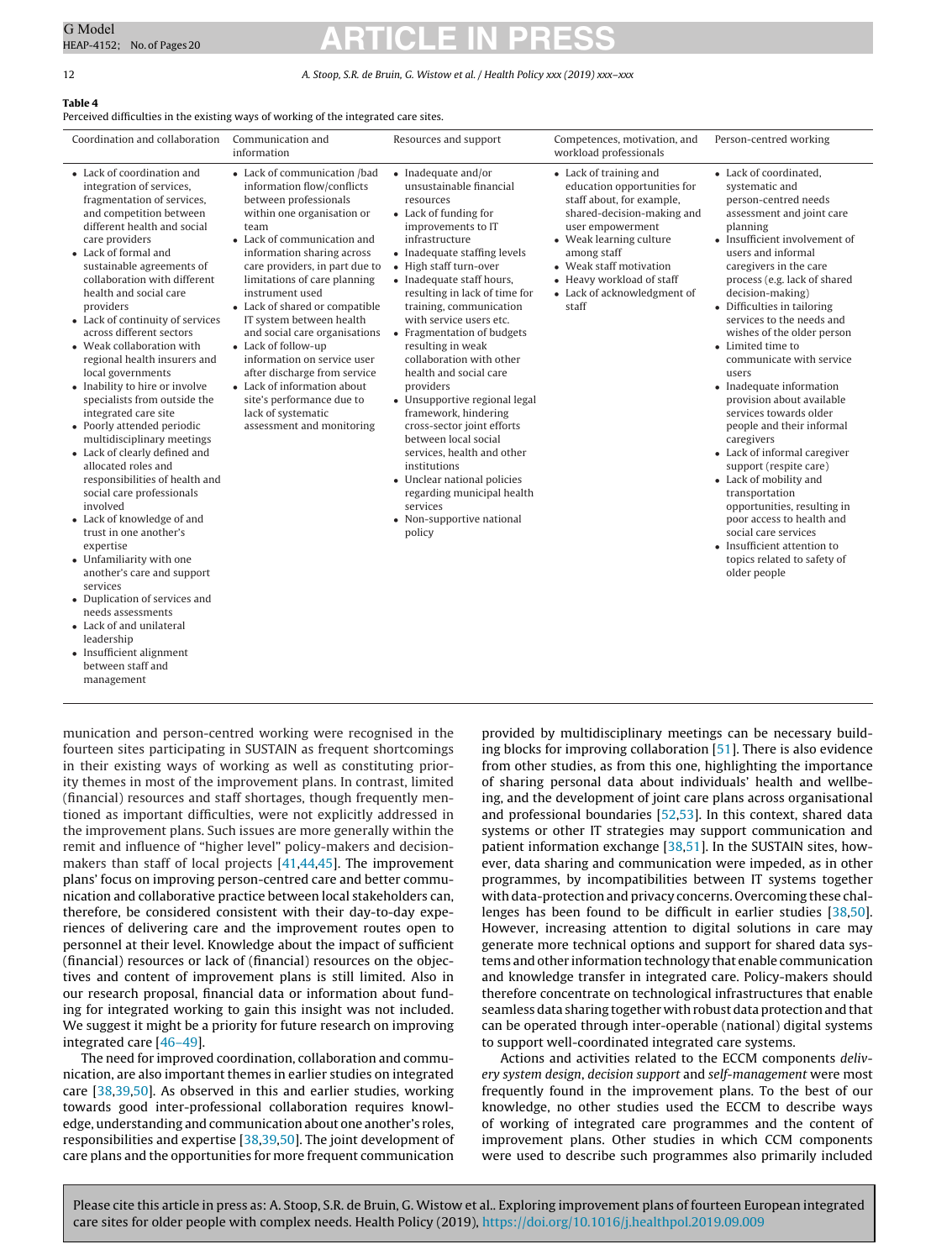**Table 4**
Perceived difficulties in the existing ways of working of the integrated care sites.

| Coordination and collaboration | Communication and information | Resources and support | Competences, motivation, and workload professionals | Person-centred working |
|---|---|---|---|---|
| • Lack of coordination and integration of services, fragmentation of services, and competition between different health and social care providers<br>• Lack of formal and sustainable agreements of collaboration with different health and social care providers<br>• Lack of continuity of services across different sectors<br>• Weak collaboration with regional health insurers and local governments<br>• Inability to hire or involve specialists from outside the integrated care site<br>• Poorly attended periodic multidisciplinary meetings<br>• Lack of clearly defined and allocated roles and responsibilities of health and social care professionals involved<br>• Lack of knowledge of and trust in one another's expertise<br>• Unfamiliarity with one another's care and support services<br>• Duplication of services and needs assessments<br>• Lack of and unilateral leadership<br>• Insufficient alignment between staff and management | • Lack of communication /bad information flow/conflicts between professionals within one organisation or team<br>• Lack of communication and information sharing across care providers, in part due to limitations of care planning instrument used<br>• Lack of shared or compatible IT system between health and social care organisations<br>• Lack of follow-up information on service user after discharge from service<br>• Lack of information about site's performance due to lack of systematic assessment and monitoring | • Inadequate and/or unsustainable financial resources<br>• Lack of funding for improvements to IT infrastructure<br>• Inadequate staffing levels<br>• High staff turn-over<br>• Inadequate staff hours, resulting in lack of time for training, communication with service users etc.<br>• Fragmentation of budgets resulting in weak collaboration with other health and social care providers<br>• Unsupportive regional legal framework, hindering cross-sector joint efforts between local social services, health and other institutions<br>• Unclear national policies regarding municipal health services<br>• Non-supportive national policy | • Lack of training and education opportunities for staff about, for example, shared-decision-making and user empowerment<br>• Weak learning culture among staff<br>• Weak staff motivation<br>• Heavy workload of staff<br>• Lack of acknowledgment of staff | • Lack of coordinated, systematic and person-centred needs assessment and joint care planning<br>• Insufficient involvement of users and informal caregivers in the care process (e.g. lack of shared decision-making)<br>• Difficulties in tailoring services to the needs and wishes of the older person<br>• Limited time to communicate with service users<br>• Inadequate information provision about available services towards older people and their informal caregivers<br>• Lack of informal caregiver support (respite care)<br>• Lack of mobility and transportation opportunities, resulting in poor access to health and social care services<br>• Insufficient attention to topics related to safety of older people |

munication and person-centred working were recognised in the fourteen sites participating in SUSTAIN as frequent shortcomings in their existing ways of working as well as constituting priority themes in most of the improvement plans. In contrast, limited (financial) resources and staff shortages, though frequently mentioned as important difficulties, were not explicitly addressed in the improvement plans. Such issues are more generally within the remit and influence of "higher level" policy-makers and decision-makers than staff of local projects [41,44,45]. The improvement plans' focus on improving person-centred care and better communication and collaborative practice between local stakeholders can, therefore, be considered consistent with their day-to-day experiences of delivering care and the improvement routes open to personnel at their level. Knowledge about the impact of sufficient (financial) resources or lack of (financial) resources on the objectives and content of improvement plans is still limited. Also in our research proposal, financial data or information about funding for integrated working to gain this insight was not included. We suggest it might be a priority for future research on improving integrated care [46–49].

The need for improved coordination, collaboration and communication, are also important themes in earlier studies on integrated care [38,39,50]. As observed in this and earlier studies, working towards good inter-professional collaboration requires knowledge, understanding and communication about one another's roles, responsibilities and expertise [38,39,50]. The joint development of care plans and the opportunities for more frequent communication provided by multidisciplinary meetings can be necessary building blocks for improving collaboration [51]. There is also evidence from other studies, as from this one, highlighting the importance of sharing personal data about individuals' health and wellbeing, and the development of joint care plans across organisational and professional boundaries [52,53]. In this context, shared data systems or other IT strategies may support communication and patient information exchange [38,51]. In the SUSTAIN sites, however, data sharing and communication were impeded, as in other programmes, by incompatibilities between IT systems together with data-protection and privacy concerns. Overcoming these challenges has been found to be difficult in earlier studies [38,50]. However, increasing attention to digital solutions in care may generate more technical options and support for shared data systems and other information technology that enable communication and knowledge transfer in integrated care. Policy-makers should therefore concentrate on technological infrastructures that enable seamless data sharing together with robust data protection and that can be operated through inter-operable (national) digital systems to support well-coordinated integrated care systems.

Actions and activities related to the ECCM components *delivery system design*, *decision support* and *self-management* were most frequently found in the improvement plans. To the best of our knowledge, no other studies used the ECCM to describe ways of working of integrated care programmes and the content of improvement plans. Other studies in which CCM components were used to describe such programmes also primarily included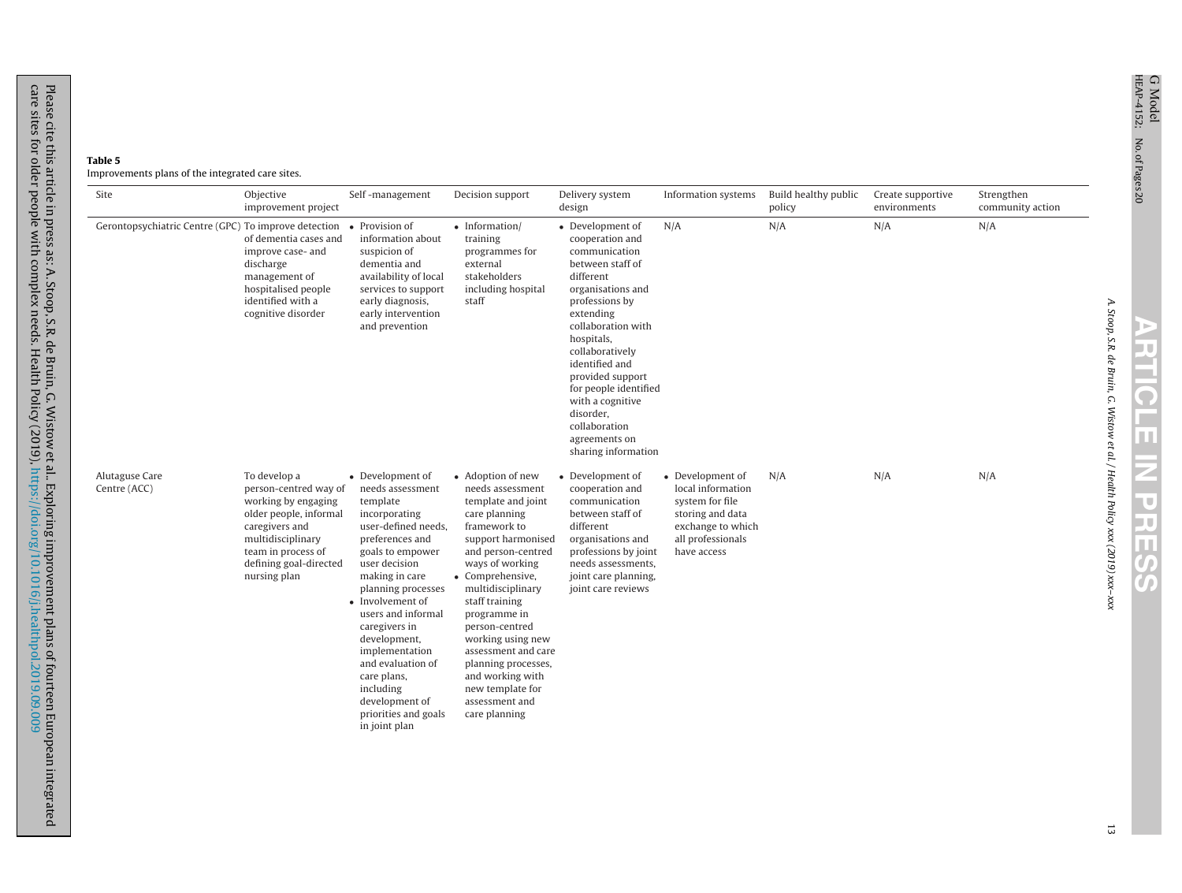**Table 5**
Improvements plans of the integrated care sites.

| Site | Objective improvement project | Self -management | Decision support | Delivery system design | Information systems | Build healthy public policy | Create supportive environments | Strengthen community action |
|---|---|---|---|---|---|---|---|---|
| Gerontopsychiatric Centre (GPC) | To improve detection of dementia cases and improve case- and discharge management of hospitalised people identified with a cognitive disorder | • Provision of information about suspicion of dementia and availability of local services to support early diagnosis, early intervention and prevention | • Information/ training programmes for external stakeholders including hospital staff | • Development of cooperation and communication between staff of different organisations and professions by extending collaboration with hospitals, collaboratively identified and provided support for people identified with a cognitive disorder, collaboration agreements on sharing information | N/A | N/A | N/A | N/A |
| Alutaguse Care Centre (ACC) | To develop a person-centred way of working by engaging older people, informal caregivers and multidisciplinary team in process of defining goal-directed nursing plan | • Development of needs assessment template incorporating user-defined needs, preferences and goals to empower user decision making in care planning processes • Involvement of users and informal caregivers in development, implementation and evaluation of care plans, including development of priorities and goals in joint plan | • Adoption of new needs assessment template and joint care planning framework to support harmonised and person-centred ways of working • Comprehensive, multidisciplinary staff training programme in person-centred working using new assessment and care planning processes, and working with new template for assessment and care planning | • Development of cooperation and communication between staff of different organisations and professions by joint needs assessments, joint care planning, joint care reviews | • Development of local information system for file storing and data exchange to which all professionals have access | N/A | N/A | N/A |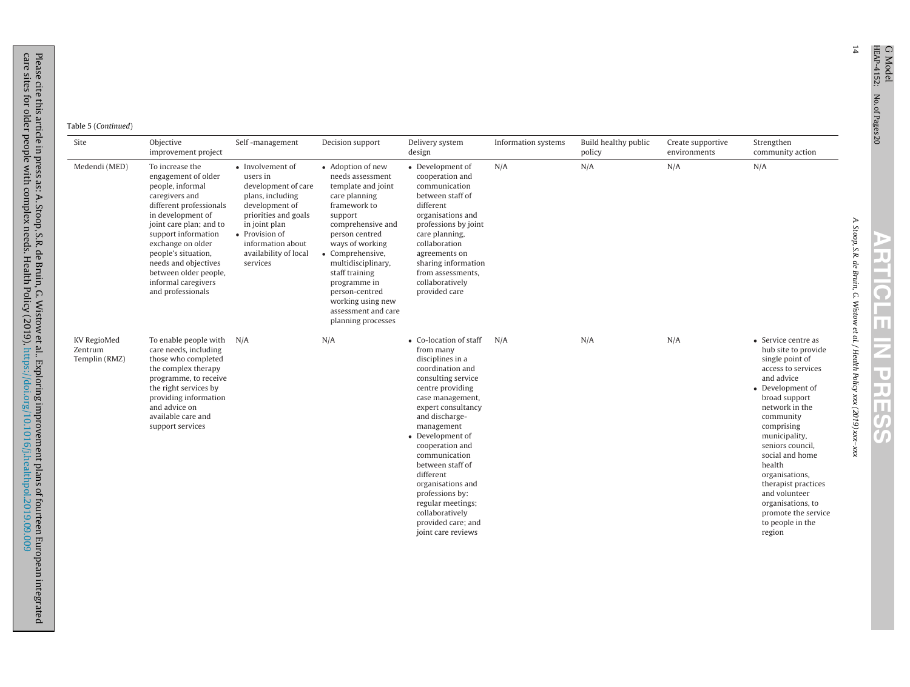Table 5 (*Continued*)

| Site | Objective improvement project | Self-management | Decision support | Delivery system design | Information systems | Build healthy public policy | Create supportive environments | Strengthen community action |
|---|---|---|---|---|---|---|---|---|
| Medendi (MED) | To increase the engagement of older people, informal caregivers and different professionals in development of joint care plan; and to support information exchange on older people's situation, needs and objectives between older people, informal caregivers and professionals | • Involvement of users in development of care plans, including development of priorities and goals in joint plan<br>• Provision of information about availability of local services | • Adoption of new needs assessment template and joint care planning framework to support comprehensive and person centred ways of working<br>• Comprehensive, multidisciplinary, staff training programme in person-centred working using new assessment and care planning processes | • Development of cooperation and communication between staff of different organisations and professions by joint care planning, collaboration agreements on sharing information from assessments, collaboratively provided care | N/A | N/A | N/A | N/A |
| KV RegioMed Zentrum Templin (RMZ) | To enable people with care needs, including those who completed the complex therapy programme, to receive the right services by providing information and advice on available care and support services | N/A | N/A | • Co-location of staff from many disciplines in a coordination and consulting service centre providing case management, expert consultancy and discharge-management<br>• Development of cooperation and communication between staff of different organisations and professions by: regular meetings; collaboratively provided care; and joint care reviews | N/A | N/A | N/A | • Service centre as hub site to provide single point of access to services and advice<br>• Development of broad support network in the community comprising municipality, seniors council, social and home health organisations, therapist practices and volunteer organisations, to promote the service to people in the region |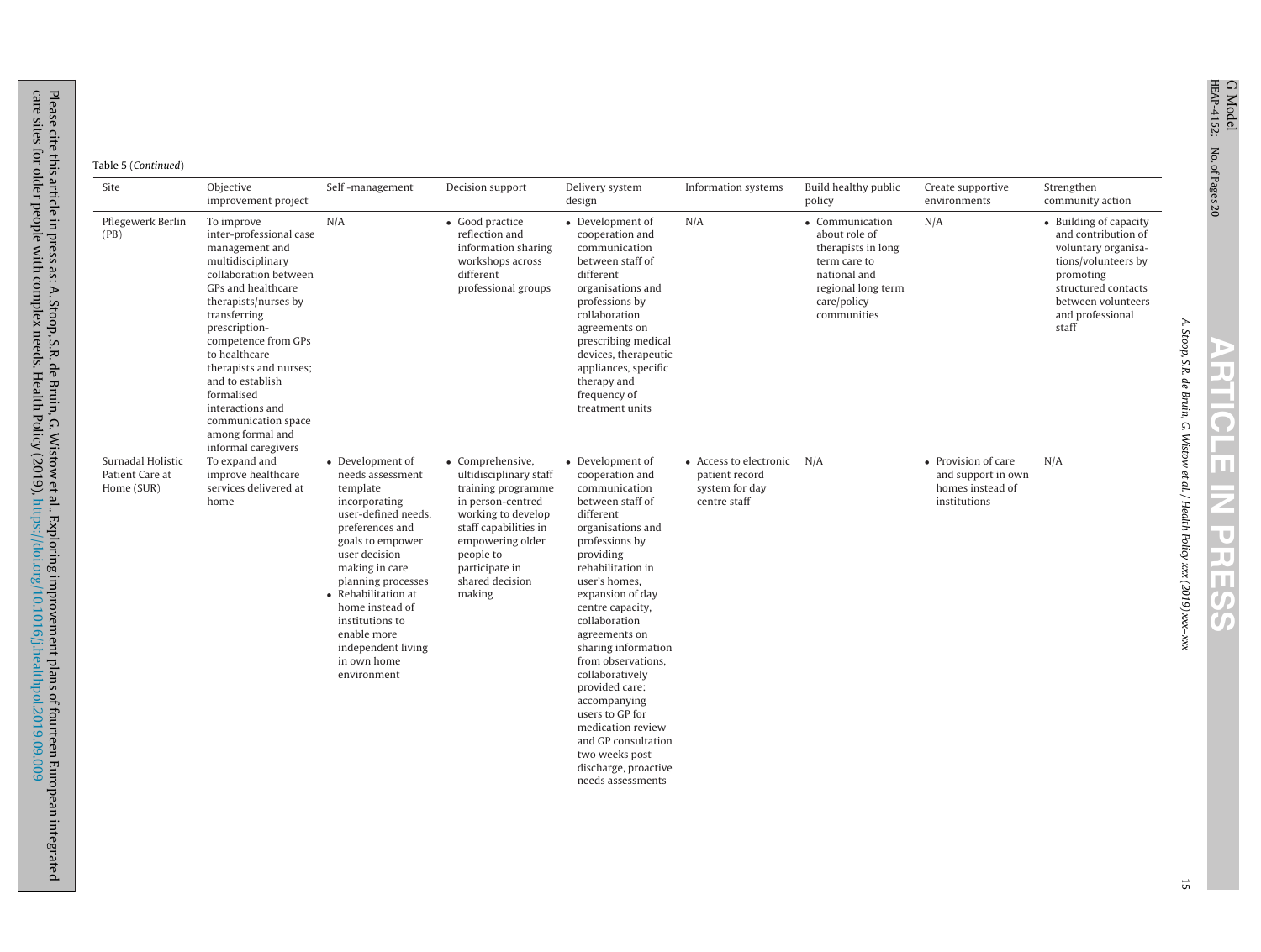Table 5 (*Continued*)

| Site | Objective improvement project | Self -management | Decision support | Delivery system design | Information systems | Build healthy public policy | Create supportive environments | Strengthen community action |
|---|---|---|---|---|---|---|---|---|
| Pflegewerk Berlin (PB) | To improve inter-professional case management and multidisciplinary collaboration between GPs and healthcare therapists/nurses by transferring prescription-competence from GPs to healthcare therapists and nurses; and to establish formalised interactions and communication space among formal and informal caregivers | N/A | • Good practice reflection and information sharing workshops across different professional groups | • Development of cooperation and communication between staff of different organisations and professions by collaboration agreements on prescribing medical devices, therapeutic appliances, specific therapy and frequency of treatment units | N/A | • Communication about role of therapists in long term care to national and regional long term care/policy communities | N/A | • Building of capacity and contribution of voluntary organisations/volunteers by promoting structured contacts between volunteers and professional staff |
| Surnadal Holistic Patient Care at Home (SUR) | To expand and improve healthcare services delivered at home | • Development of needs assessment template incorporating user-defined needs, preferences and goals to empower user decision making in care planning processes<br>• Rehabilitation at home instead of institutions to enable more independent living in own home environment | • Comprehensive, ultidisciplinary staff training programme in person-centred working to develop staff capabilities in empowering older people to participate in shared decision making | • Development of cooperation and communication between staff of different organisations and professions by providing rehabilitation in user's homes, expansion of day centre capacity, collaboration agreements on sharing information from observations, collaboratively provided care: accompanying users to GP for medication review and GP consultation two weeks post discharge, proactive needs assessments | • Access to electronic patient record system for day centre staff | N/A | • Provision of care and support in own homes instead of institutions | N/A |

Please cite this article in press as: A. Stoop, S.R. de Bruin, G. Wistow et al., Exploring improvement plans of fourteen European integrated care sites for older people with complex needs. Health Policy (2019), https://doi.org/10.1016/j.healthpol.2019.09.009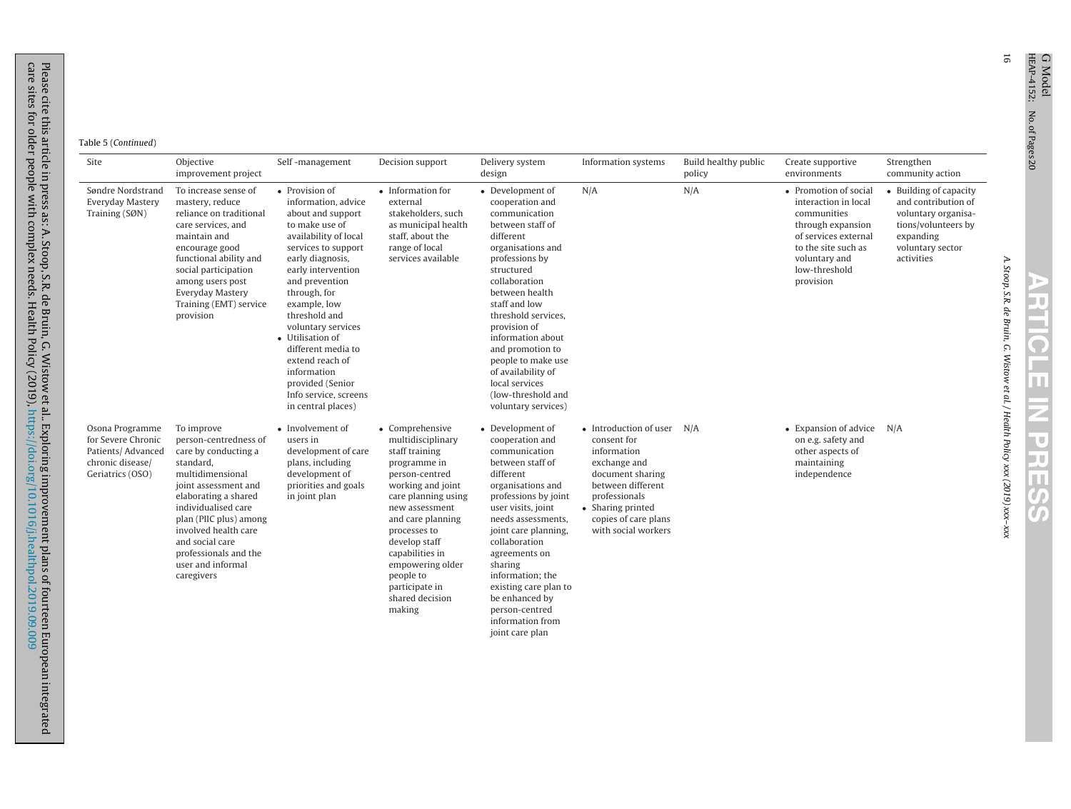Table 5 (*Continued*)

| Site | Objective improvement project | Self-management | Decision support | Delivery system design | Information systems | Build healthy public policy | Create supportive environments | Strengthen community action |
|---|---|---|---|---|---|---|---|---|
| Søndre Nordstrand Everyday Mastery Training (SØN) | To increase sense of mastery, reduce reliance on traditional care services, and maintain and encourage good functional ability and social participation among users post Everyday Mastery Training (EMT) service provision | • Provision of information, advice about and support to make use of availability of local services to support early diagnosis, early intervention and prevention through, for example, low threshold and voluntary services<br>• Utilisation of different media to extend reach of information provided (Senior Info service, screens in central places) | • Information for external stakeholders, such as municipal health staff, about the range of local services available | • Development of cooperation and communication between staff of different organisations and professions by structured collaboration between health staff and low threshold services, provision of information about and promotion to people to make use of availability of local services (low-threshold and voluntary services) | N/A | N/A | • Promotion of social interaction in local communities through expansion of services external to the site such as voluntary and low-threshold provision | • Building of capacity and contribution of voluntary organisations/volunteers by expanding voluntary sector activities |
| Osona Programme for Severe Chronic Patients/ Advanced chronic disease/ Geriatrics (OSO) | To improve person-centredness of care by conducting a standard, multidimensional joint assessment and elaborating a shared individualised care plan (PIIC plus) among involved health care and social care professionals and the user and informal caregivers | • Involvement of users in development of care plans, including development of priorities and goals in joint plan | • Comprehensive multidisciplinary staff training programme in person-centred working and joint care planning using new assessment and care planning processes to develop staff capabilities in empowering older people to participate in shared decision making | • Development of cooperation and communication between staff of different organisations and professions by joint user visits, joint needs assessments, joint care planning, collaboration agreements on sharing information; the existing care plan to be enhanced by person-centred information from joint care plan | • Introduction of user consent for information exchange and document sharing between different professionals<br>• Sharing printed copies of care plans with social workers | N/A | • Expansion of advice on e.g. safety and other aspects of maintaining independence | N/A |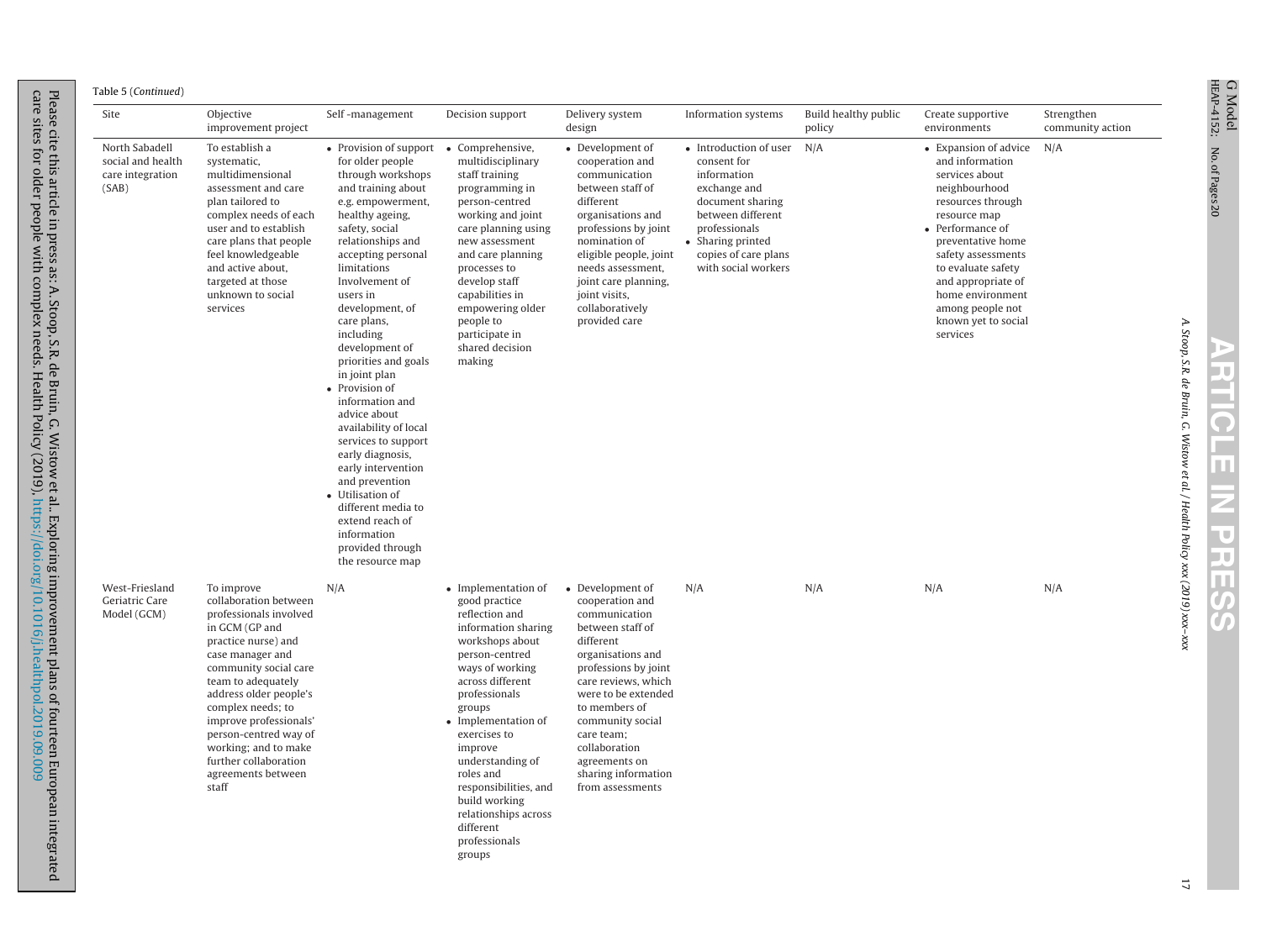Table 5 (*Continued*)

| Site | Objective improvement project | Self -management | Decision support | Delivery system design | Information systems | Build healthy public policy | Create supportive environments | Strengthen community action |
|---|---|---|---|---|---|---|---|---|
| North Sabadell social and health care integration (SAB) | To establish a systematic, multidimensional assessment and care plan tailored to complex needs of each user and to establish care plans that people feel knowledgeable and active about, targeted at those unknown to social services | • Provision of support for older people through workshops and training about e.g. empowerment, healthy ageing, safety, social relationships and accepting personal limitations Involvement of users in development, of care plans, including development of priorities and goals in joint plan • Provision of information and advice about availability of local services to support early diagnosis, early intervention and prevention • Utilisation of different media to extend reach of information provided through the resource map | • Comprehensive, multidisciplinary staff training programming in person-centred working and joint care planning using new assessment and care planning processes to develop staff capabilities in empowering older people to participate in shared decision making | • Development of cooperation and communication between staff of different organisations and professions by joint nomination of eligible people, joint needs assessment, joint care planning, joint visits, collaboratively provided care | • Introduction of user consent for information exchange and document sharing between different professionals • Sharing printed copies of care plans with social workers | N/A | • Expansion of advice and information services about neighbourhood resources through resource map • Performance of preventative home safety assessments to evaluate safety and appropriate of home environment among people not known yet to social services | N/A |
| West-Friesland Geriatric Care Model (GCM) | To improve collaboration between professionals involved in GCM (GP and practice nurse) and case manager and community social care team to adequately address older people's complex needs; to improve professionals' person-centred way of working; and to make further collaboration agreements between staff | N/A | • Implementation of good practice reflection and information sharing workshops about person-centred ways of working across different professionals groups • Implementation of exercises to improve understanding of roles and responsibilities, and build working relationships across different professionals groups | • Development of cooperation and communication between staff of different organisations and professions by joint care reviews, which were to be extended to members of community social care team; collaboration agreements on sharing information from assessments | N/A | N/A | N/A | N/A |

Please cite this article in press as: A. Stoop, S.R. de Bruin, G. Wistow et al.. Exploring improvement plans of fourteen European integrated care sites for older people with complex needs. Health Policy (2019), https://doi.org/10.1016/j.healthpol.2019.09.009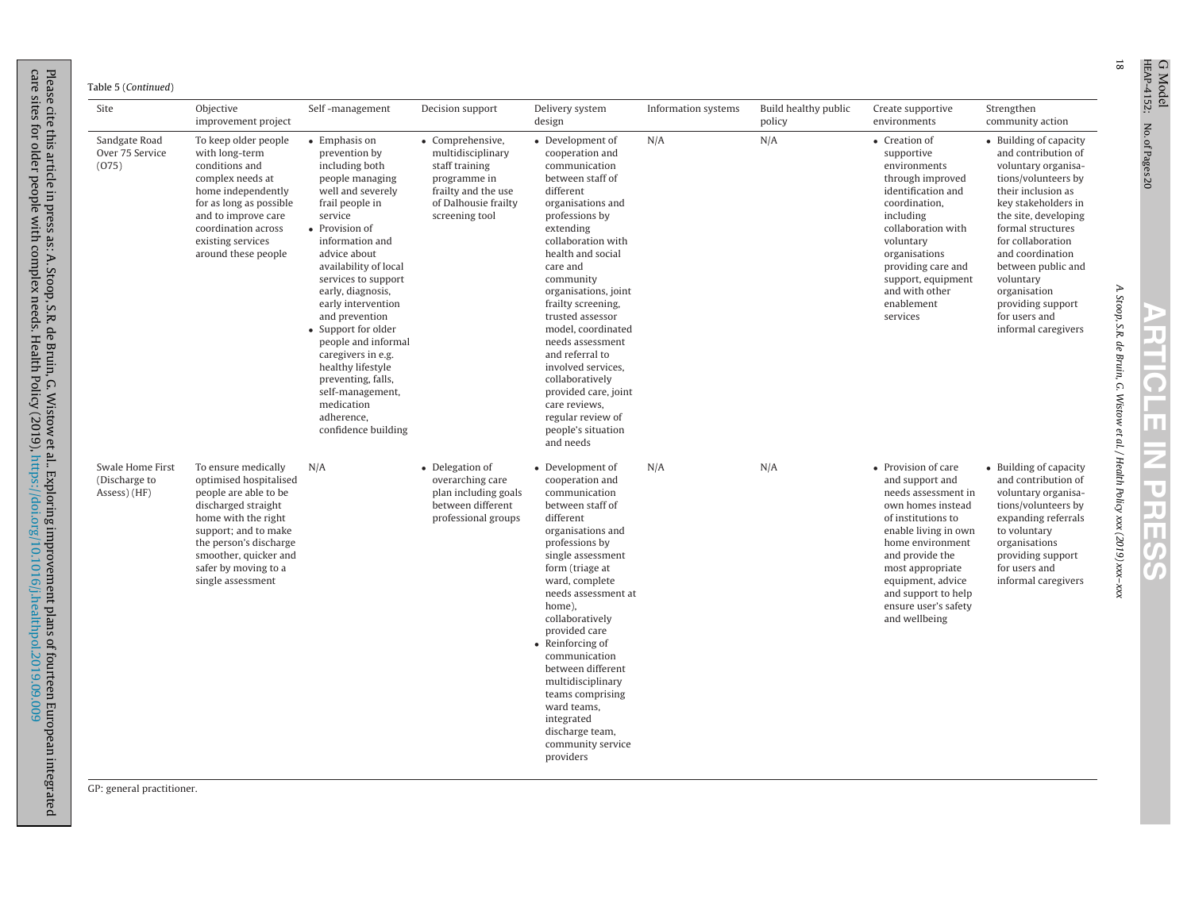Table 5 (*Continued*)

| Site | Objective improvement project | Self -management | Decision support | Delivery system design | Information systems | Build healthy public policy | Create supportive environments | Strengthen community action |
|---|---|---|---|---|---|---|---|---|
| Sandgate Road Over 75 Service (O75) | To keep older people with long-term conditions and complex needs at home independently for as long as possible and to improve care coordination across existing services around these people | • Emphasis on prevention by including both people managing well and severely frail people in service<br>• Provision of information and advice about availability of local services to support early, diagnosis, early intervention and prevention<br>• Support for older people and informal caregivers in e.g. healthy lifestyle preventing, falls, self-management, medication adherence, confidence building | • Comprehensive, multidisciplinary staff training programme in frailty and the use of Dalhousie frailty screening tool | • Development of cooperation and communication between staff of different organisations and professions by extending collaboration with health and social care and community organisations, joint frailty screening, trusted assessor model, coordinated needs assessment and referral to involved services, collaboratively provided care, joint care reviews, regular review of people's situation and needs | N/A | N/A | • Creation of supportive environments through improved identification and coordination, including collaboration with voluntary organisations providing care and support, equipment and with other enablement services | • Building of capacity and contribution of voluntary organisa-tions/volunteers by their inclusion as key stakeholders in the site, developing formal structures for collaboration and coordination between public and voluntary organisation providing support for users and informal caregivers |
| Swale Home First (Discharge to Assess) (HF) | To ensure medically optimised hospitalised people are able to be discharged straight home with the right support; and to make the person's discharge smoother, quicker and safer by moving to a single assessment | N/A | • Delegation of overarching care plan including goals between different professional groups | • Development of cooperation and communication between staff of different organisations and professions by single assessment form (triage at ward, complete needs assessment at home), collaboratively provided care<br>• Reinforcing of communication between different multidisciplinary teams comprising ward teams, integrated discharge team, community service providers | N/A | N/A | • Provision of care and support and needs assessment in own homes instead of institutions to enable living in own home environment and provide the most appropriate equipment, advice and support to help ensure user's safety and wellbeing | • Building of capacity and contribution of voluntary organisa-tions/volunteers by expanding referrals to voluntary organisations providing support for users and informal caregivers |

GP: general practitioner.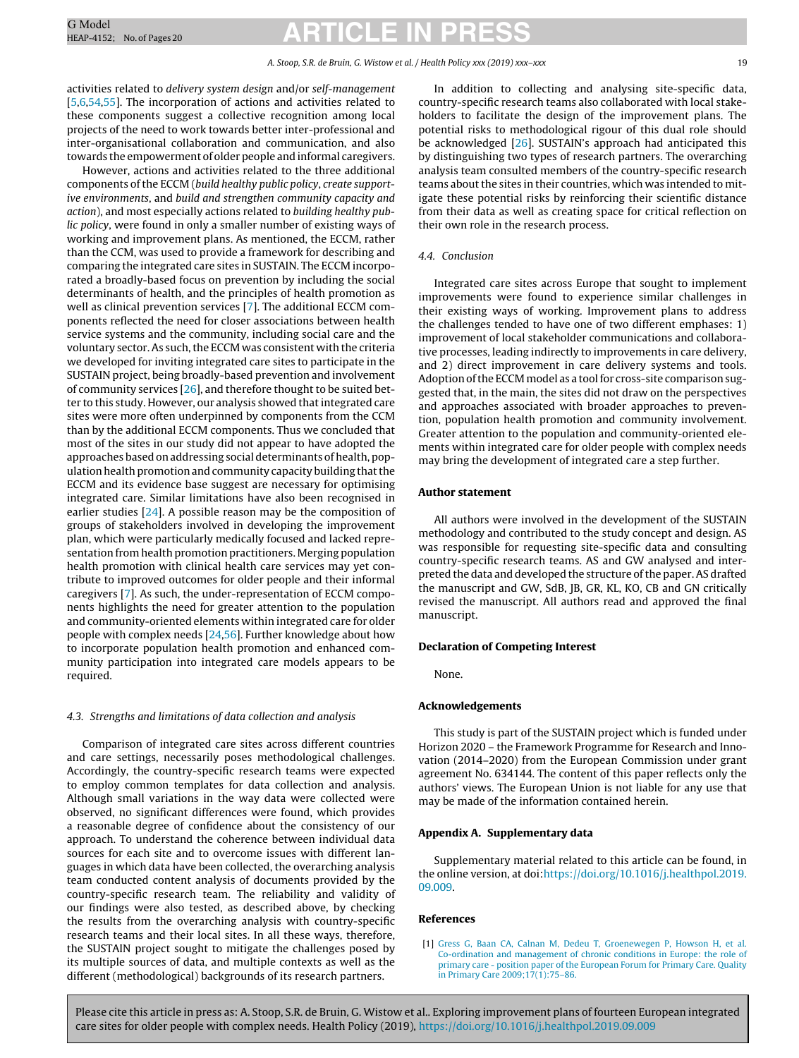activities related to *delivery system design* and/or *self-management* [5,6,54,55]. The incorporation of actions and activities related to these components suggest a collective recognition among local projects of the need to work towards better inter-professional and inter-organisational collaboration and communication, and also towards the empowerment of older people and informal caregivers.

However, actions and activities related to the three additional components of the ECCM (*build healthy public policy*, *create supportive environments*, and *build and strengthen community capacity and action*), and most especially actions related to *building healthy public policy*, were found in only a smaller number of existing ways of working and improvement plans. As mentioned, the ECCM, rather than the CCM, was used to provide a framework for describing and comparing the integrated care sites in SUSTAIN. The ECCM incorporated a broadly-based focus on prevention by including the social determinants of health, and the principles of health promotion as well as clinical prevention services [7]. The additional ECCM components reflected the need for closer associations between health service systems and the community, including social care and the voluntary sector. As such, the ECCM was consistent with the criteria we developed for inviting integrated care sites to participate in the SUSTAIN project, being broadly-based prevention and involvement of community services [26], and therefore thought to be suited better to this study. However, our analysis showed that integrated care sites were more often underpinned by components from the CCM than by the additional ECCM components. Thus we concluded that most of the sites in our study did not appear to have adopted the approaches based on addressing social determinants of health, population health promotion and community capacity building that the ECCM and its evidence base suggest are necessary for optimising integrated care. Similar limitations have also been recognised in earlier studies [24]. A possible reason may be the composition of groups of stakeholders involved in developing the improvement plan, which were particularly medically focused and lacked representation from health promotion practitioners. Merging population health promotion with clinical health care services may yet contribute to improved outcomes for older people and their informal caregivers [7]. As such, the under-representation of ECCM components highlights the need for greater attention to the population and community-oriented elements within integrated care for older people with complex needs [24,56]. Further knowledge about how to incorporate population health promotion and enhanced community participation into integrated care models appears to be required.

### 4.3. Strengths and limitations of data collection and analysis

Comparison of integrated care sites across different countries and care settings, necessarily poses methodological challenges. Accordingly, the country-specific research teams were expected to employ common templates for data collection and analysis. Although small variations in the way data were collected were observed, no significant differences were found, which provides a reasonable degree of confidence about the consistency of our approach. To understand the coherence between individual data sources for each site and to overcome issues with different languages in which data have been collected, the overarching analysis team conducted content analysis of documents provided by the country-specific research team. The reliability and validity of our findings were also tested, as described above, by checking the results from the overarching analysis with country-specific research teams and their local sites. In all these ways, therefore, the SUSTAIN project sought to mitigate the challenges posed by its multiple sources of data, and multiple contexts as well as the different (methodological) backgrounds of its research partners.

In addition to collecting and analysing site-specific data, country-specific research teams also collaborated with local stakeholders to facilitate the design of the improvement plans. The potential risks to methodological rigour of this dual role should be acknowledged [26]. SUSTAIN's approach had anticipated this by distinguishing two types of research partners. The overarching analysis team consulted members of the country-specific research teams about the sites in their countries, which was intended to mitigate these potential risks by reinforcing their scientific distance from their data as well as creating space for critical reflection on their own role in the research process.

### 4.4. Conclusion

Integrated care sites across Europe that sought to implement improvements were found to experience similar challenges in their existing ways of working. Improvement plans to address the challenges tended to have one of two different emphases: 1) improvement of local stakeholder communications and collaborative processes, leading indirectly to improvements in care delivery, and 2) direct improvement in care delivery systems and tools. Adoption of the ECCM model as a tool for cross-site comparison suggested that, in the main, the sites did not draw on the perspectives and approaches associated with broader approaches to prevention, population health promotion and community involvement. Greater attention to the population and community-oriented elements within integrated care for older people with complex needs may bring the development of integrated care a step further.

## Author statement

All authors were involved in the development of the SUSTAIN methodology and contributed to the study concept and design. AS was responsible for requesting site-specific data and consulting country-specific research teams. AS and GW analysed and interpreted the data and developed the structure of the paper. AS drafted the manuscript and GW, SdB, JB, GR, KL, KO, CB and GN critically revised the manuscript. All authors read and approved the final manuscript.

## Declaration of Competing Interest

None.

## Acknowledgements

This study is part of the SUSTAIN project which is funded under Horizon 2020 – the Framework Programme for Research and Innovation (2014–2020) from the European Commission under grant agreement No. 634144. The content of this paper reflects only the authors' views. The European Union is not liable for any use that may be made of the information contained herein.

## Appendix A. Supplementary data

Supplementary material related to this article can be found, in the online version, at doi:https://doi.org/10.1016/j.healthpol.2019.09.009.

## References

[1] Gress G, Baan CA, Calnan M, Dedeu T, Groenewegen P, Howson H, et al. Co-ordination and management of chronic conditions in Europe: the role of primary care - position paper of the European Forum for Primary Care. Quality in Primary Care 2009;17(1):75–86.

Please cite this article in press as: A. Stoop, S.R. de Bruin, G. Wistow et al.. Exploring improvement plans of fourteen European integrated care sites for older people with complex needs. Health Policy (2019), https://doi.org/10.1016/j.healthpol.2019.09.009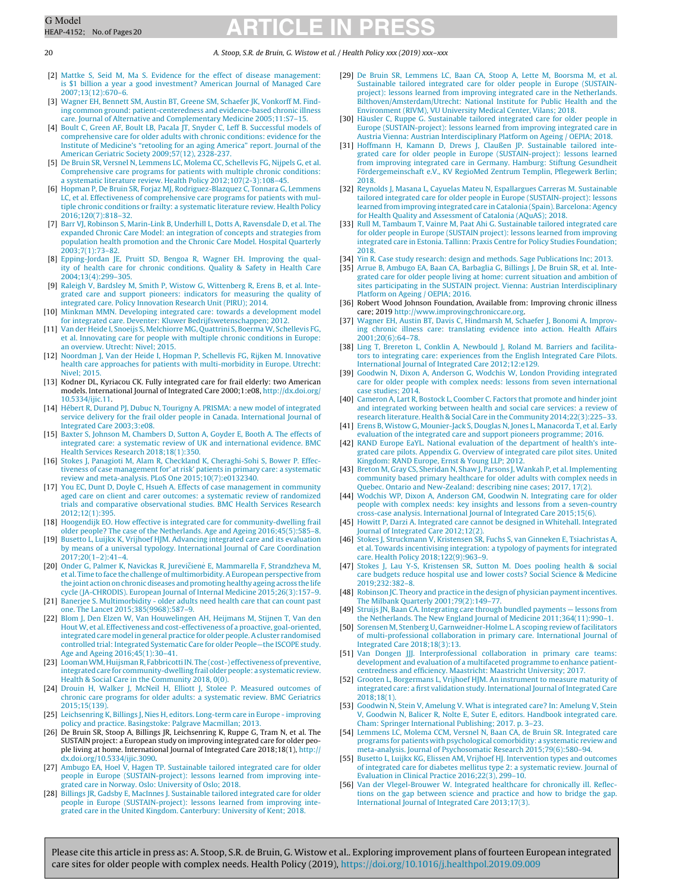[2] Mattke S, Seid M, Ma S. Evidence for the effect of disease management: is $1 billion a year a good investment? American Journal of Managed Care 2007;13(12):670–6.

[3] Wagner EH, Bennett SM, Austin BT, Greene SM, Schaefer JK, Vonkorff M. Finding common ground: patient-centeredness and evidence-based chronic illness care. Journal of Alternative and Complementary Medicine 2005;11:S7–15.

[4] Boult C, Green AF, Boult LB, Pacala JT, Snyder C, Leff B. Successful models of comprehensive care for older adults with chronic conditions: evidence for the Institute of Medicine's "retooling for an aging America" report. Journal of the American Geriatric Society 2009;57(12), 2328-237.

[5] De Bruin SR, Versnel N, Lemmens LC, Molema CC, Schellevis FG, Nijpels G, et al. Comprehensive care programs for patients with multiple chronic conditions: a systematic literature review. Health Policy 2012;107(2-3):108–45.

[6] Hopman P, De Bruin SR, Forjaz MJ, Rodriguez-Blazquez C, Tonnara G, Lemmens LC, et al. Effectiveness of comprehensive care programs for patients with multiple chronic conditions or frailty: a systematic literature review. Health Policy 2016;120(7):818–32.

[7] Barr VJ, Robinson S, Marin-Link B, Underhill L, Dotts A, Ravensdale D, et al. The expanded Chronic Care Model: an integration of concepts and strategies from population health promotion and the Chronic Care Model. Hospital Quarterly 2003;7(1):73–82.

[8] Epping-Jordan JE, Pruitt SD, Bengoa R, Wagner EH. Improving the quality of health care for chronic conditions. Quality & Safety in Health Care 2004;13(4):299–305.

[9] Raleigh V, Bardsley M, Smith P, Wistow G, Wittenberg R, Erens B, et al. Integrated care and support pioneers: indicators for measuring the quality of integrated care. Policy Innovation Research Unit (PIRU); 2014.

[10] Minkman MMN. Developing integrated care: towards a development model for integrated care. Deventer: Kluwer Bedrijfswetenschappen; 2012.

[11] Van der Heide I, Snoeijs S, Melchiorre MG, Quattrini S, Boerma W, Schellevis FG, et al. Innovating care for people with multiple chronic conditions in Europe: an overview. Utrecht: Nivel; 2015.

[12] Noordman J, Van der Heide I, Hopman P, Schellevis FG, Rijken M. Innovative health care approaches for patients with multi-morbidity in Europe. Utrecht: Nivel; 2015.

[13] Kodner DL, Kyriacou CK. Fully integrated care for frail elderly: two American models. International Journal of Integrated Care 2000;1:e08, http://dx.doi.org/10.5334/ijic.11.

[14] Hébert R, Durand PJ, Dubuc N, Tourigny A. PRISMA: a new model of integrated service delivery for the frail older people in Canada. International Journal of Integrated Care 2003;3:e08.

[15] Baxter S, Johnson M, Chambers D, Sutton A, Goyder E, Booth A. The effects of integrated care: a systematic review of UK and international evidence. BMC Health Services Research 2018;18(1):350.

[16] Stokes J, Panagioti M, Alam R, Checkland K, Cheraghi-Sohi S, Bower P. Effectiveness of case management for' at risk' patients in primary care: a systematic review and meta-analysis. PLoS One 2015;10(7):e0132340.

[17] You EC, Dunt D, Doyle C, Hsueh A. Effects of case management in community aged care on client and carer outcomes: a systematic review of randomized trials and comparative observational studies. BMC Health Services Research 2012;12(1):395.

[18] Hoogendijk EO. How effective is integrated care for community-dwelling frail older people? The case of the Netherlands. Age and Ageing 2016;45(5):585–8.

[19] Busetto L, Luijkx K, Vrijhoef HJM. Advancing integrated care and its evaluation by means of a universal typology. International Journal of Care Coordination 2017;20(1–2):41–4.

[20] Onder G, Palmer K, Navickas R, Jurevičienė E, Mammarella F, Strandzheva M, et al. Time to face the challenge of multimorbidity. A European perspective from the joint action on chronic diseases and promoting healthy ageing across the life cycle (JA-CHRODIS). European Journal of Internal Medicine 2015;26(3):157–9.

[21] Banerjee S. Multimorbidity - older adults need health care that can count past one. The Lancet 2015;385(9968):587–9.

[22] Blom J, Den Elzen W, Van Houwelingen AH, Heijmans M, Stijnen T, Van den Hout W, et al. Effectiveness and cost-effectiveness of a proactive, goal-oriented, integrated care model in general practice for older people. A cluster randomised controlled trial: Integrated Systematic Care for older People—the ISCOPE study. Age and Ageing 2016;45(1):30–41.

[23] Looman WM, Huijsman R, Fabbricotti IN. The (cost-) effectiveness of preventive, integrated care for community-dwelling frail older people: a systematic review. Health & Social Care in the Community 2018, 0(0).

[24] Drouin H, Walker J, McNeil H, Elliott J, Stolee P. Measured outcomes of chronic care programs for older adults: a systematic review. BMC Geriatrics 2015;15(139).

[25] Leichsenring K, Billings J, Nies H, editors. Long-term care in Europe - improving policy and practice. Basingstoke: Palgrave Macmillan; 2013.

[26] De Bruin SR, Stoop A, Billings JR, Leichsenring K, Ruppe G, Tram N, et al. The SUSTAIN project: a European study on improving integrated care for older people living at home. International Journal of Integrated Care 2018;18(1), http://dx.doi.org/10.5334/ijic.3090.

[27] Ambugo EA, Hoel V, Hagen TP. Sustainable tailored integrated care for older people in Europe (SUSTAIN-project): lessons learned from improving integrated care in Norway. Oslo: University of Oslo; 2018.

[28] Billings JR, Gadsby E, MacInnes J. Sustainable tailored integrated care for older people in Europe (SUSTAIN-project): lessons learned from improving integrated care in the United Kingdom. Canterbury: University of Kent; 2018.

[29] De Bruin SR, Lemmens LC, Baan CA, Stoop A, Lette M, Boorsma M, et al. Sustainable tailored integrated care for older people in Europe (SUSTAIN-project): lessons learned from improving integrated care in the Netherlands. Bilthoven/Amsterdam/Utrecht: National Institute for Public Health and the Environment (RIVM), VU University Medical Center, Vilans; 2018.

[30] Häusler C, Ruppe G. Sustainable tailored integrated care for older people in Europe (SUSTAIN-project): lessons learned from improving integrated care in Austria Vienna: Austrian Interdisciplinary Platform on Ageing / OEPIA; 2018.

[31] Hoffmann H, Kamann D, Drews J, Claußen JP. Sustainable tailored integrated care for older people in Europe (SUSTAIN-project): lessons learned from improving integrated care in Germany. Hamburg: Stiftung Gesundheit Fördergemeinschaft e.V., KV RegioMed Zentrum Templin, Pflegewerk Berlin; 2018.

[32] Reynolds J, Masana L, Cayuelas Mateu N, Espallargues Carreras M. Sustainable tailored integrated care for older people in Europe (SUSTAIN-project): lessons learned from improving integrated care in Catalonia (Spain). Barcelona: Agency for Health Quality and Assessment of Catalonia (AQuAS); 2018.

[33] Rull M, Tambaum T, Vainre M, Paat Ahi G. Sustainable tailored integrated care for older people in Europe (SUSTAIN project): lessons learned from improving integrated care in Estonia. Tallinn: Praxis Centre for Policy Studies Foundation; 2018.

[34] Yin R. Case study research: design and methods. Sage Publications Inc; 2013.

[35] Arrue B, Ambugo EA, Baan CA, Barbaglia G, Billings J, De Bruin SR, et al. Integrated care for older people living at home: current situation and ambition of sites participating in the SUSTAIN project. Vienna: Austrian Interdisciplinary Platform on Ageing / OEPIA; 2016.

[36] Robert Wood Johnson Foundation, Available from: Improving chronic illness care; 2019 http://www.improvingchroniccare.org.

[37] Wagner EH, Austin BT, Davis C, Hindmarsh M, Schaefer J, Bonomi A. Improving chronic illness care: translating evidence into action. Health Affairs 2001;20(6):64–78.

[38] Ling T, Brereton L, Conklin A, Newbould J, Roland M. Barriers and facilitators to integrating care: experiences from the English Integrated Care Pilots. International Journal of Integrated Care 2012;12:e129.

[39] Goodwin N, Dixon A, Anderson G, Wodchis W, London Providing integrated care for older people with complex needs: lessons from seven international case studies; 2014.

[40] Cameron A, Lart R, Bostock L, Coomber C. Factors that promote and hinder joint and integrated working between health and social care services: a review of research literature. Health & Social Care in the Community 2014;22(3):225–33.

[41] Erens B, Wistow G, Mounier-Jack S, Douglas N, Jones L, Manacorda T, et al. Early evaluation of the integrated care and support pioneers programme; 2016.

[42] RAND Europe EaYL. National evaluation of the department of health's integrated care pilots. Appendix G. Overview of integrated care pilot sites. United Kingdom: RAND Europe, Ernst & Young LLP; 2012.

[43] Breton M, Gray CS, Sheridan N, Shaw J, Parsons J, Wankah P, et al. Implementing community based primary healthcare for older adults with complex needs in Quebec. Ontario and New-Zealand: describing nine cases; 2017, 17(2).

[44] Wodchis WP, Dixon A, Anderson GM, Goodwin N. Integrating care for older people with complex needs: key insights and lessons from a seven-country cross-case analysis. International Journal of Integrated Care 2015;15(6).

[45] Howitt P, Darzi A. Integrated care cannot be designed in Whitehall. Integrated Journal of Integrated Care 2012;12(2).

[46] Stokes J, Struckmann V, Kristensen SR, Fuchs S, van Ginneken E, Tsiachristas A, et al. Towards incentivising integration: a typology of payments for integrated care. Health Policy 2018;122(9):963–9.

[47] Stokes J, Lau Y-S, Kristensen SR, Sutton M. Does pooling health & social care budgets reduce hospital use and lower costs? Social Science & Medicine 2019;232:382–8.

[48] Robinson JC. Theory and practice in the design of physician payment incentives. The Milbank Quarterly 2001;79(2):149–77.

[49] Struijs JN, Baan CA. Integrating care through bundled payments — lessons from the Netherlands. The New England Journal of Medicine 2011;364(11):990–1.

[50] Sorensen M, Stenberg U, Garnweidner-Holme L. A scoping review of facilitators of multi-professional collaboration in primary care. International Journal of Integrated Care 2018;18(3):13.

[51] Van Dongen JJJ. Interprofessional collaboration in primary care teams: development and evaluation of a multifaceted programme to enhance patient-centredness and efficiency. Maastricht: Maastricht University; 2017.

[52] Grooten L, Borgermans L, Vrijhoef HJM. An instrument to measure maturity of integrated care: a first validation study. International Journal of Integrated Care 2018;18(1).

[53] Goodwin N, Stein V, Amelung V. What is integrated care? In: Amelung V, Stein V, Goodwin N, Balicer R, Nolte E, Suter E, editors. Handbook integrated care. Cham: Springer International Publishing; 2017. p. 3–23.

[54] Lemmens LC, Molema CCM, Versnel N, Baan CA, de Bruin SR. Integrated care programs for patients with psychological comorbidity: a systematic review and meta-analysis. Journal of Psychosomatic Research 2015;79(6):580–94.

[55] Busetto L, Luijkx KG, Elissen AM, Vrijhoef HJ. Intervention types and outcomes of integrated care for diabetes mellitus type 2: a systematic review. Journal of Evaluation in Clinical Practice 2016;22(3), 299–310.

[56] Van der Vlegel-Brouwer W. Integrated healthcare for chronically ill. Reflections on the gap between science and practice and how to bridge the gap. International Journal of Integrated Care 2013;17(3).

Please cite this article in press as: A. Stoop, S.R. de Bruin, G. Wistow et al.. Exploring improvement plans of fourteen European integrated care sites for older people with complex needs. Health Policy (2019), https://doi.org/10.1016/j.healthpol.2019.09.009